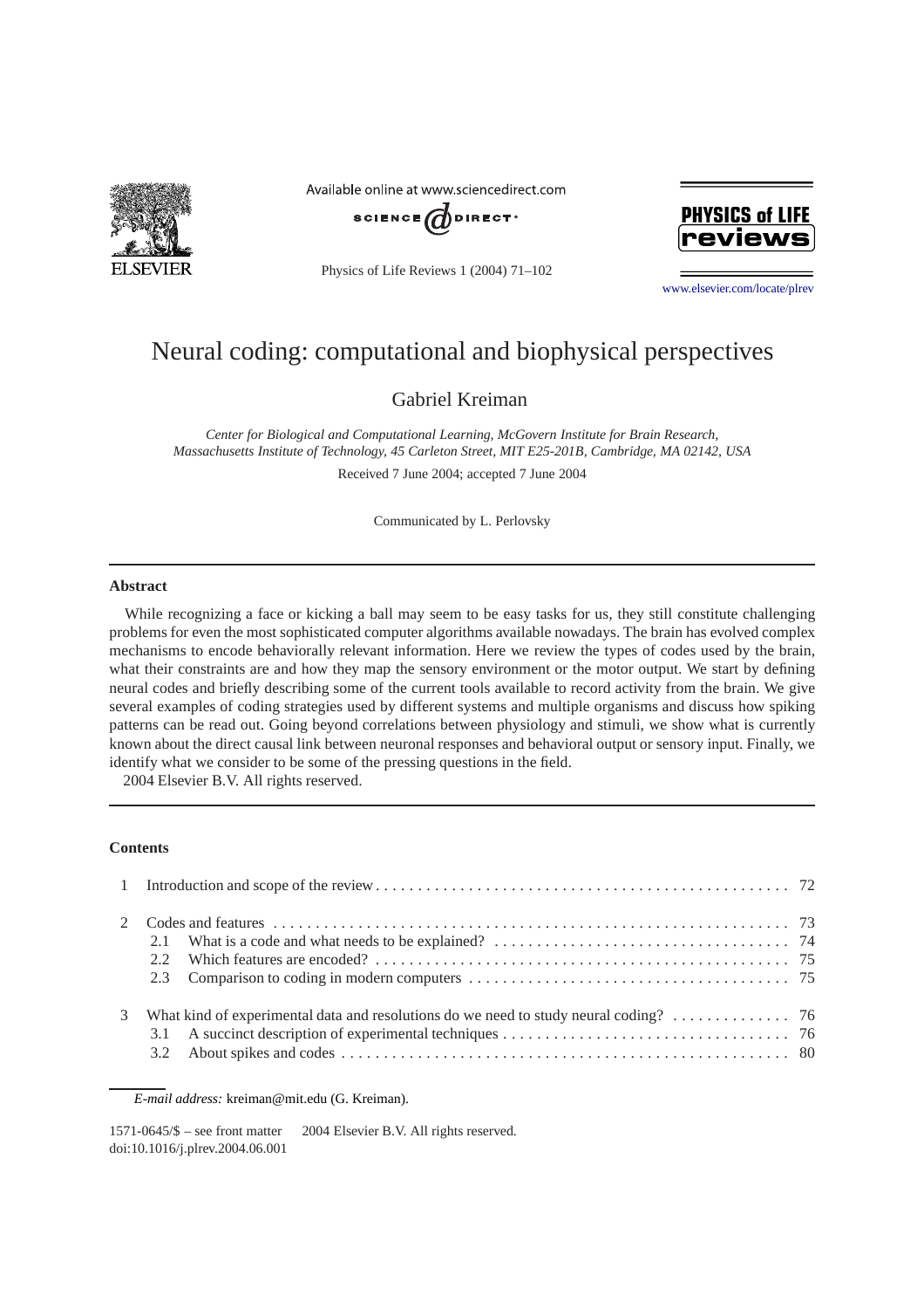# Neural coding: computational and biophysical perspectives

Gabriel Kreiman

*Center for Biological and Computational Learning, McGovern Institute for Brain Research, Massachusetts Institute of Technology, 45 Carleton Street, MIT E25-201B, Cambridge, MA 02142, USA*

Received 7 June 2004; accepted 7 June 2004

Communicated by L. Perlovsky

---

### Abstract

While recognizing a face or kicking a ball may seem to be easy tasks for us, they still constitute challenging problems for even the most sophisticated computer algorithms available nowadays. The brain has evolved complex mechanisms to encode behaviorally relevant information. Here we review the types of codes used by the brain, what their constraints are and how they map the sensory environment or the motor output. We start by defining neural codes and briefly describing some of the current tools available to record activity from the brain. We give several examples of coding strategies used by different systems and multiple organisms and discuss how spiking patterns can be read out. Going beyond correlations between physiology and stimuli, we show what is currently known about the direct causal link between neuronal responses and behavioral output or sensory input. Finally, we identify what we consider to be some of the pressing questions in the field.

2004 Elsevier B.V. All rights reserved.

---

### Contents

1 Introduction and scope of the review . . . . . 72

2 Codes and features . . . . . 73
- 2.1 What is a code and what needs to be explained? . . . . . 74
- 2.2 Which features are encoded? . . . . . 75
- 2.3 Comparison to coding in modern computers . . . . . 75

3 What kind of experimental data and resolutions do we need to study neural coding? . . . . . 76
- 3.1 A succinct description of experimental techniques . . . . . 76
- 3.2 About spikes and codes . . . . . 80

---

*E-mail address:* kreiman@mit.edu (G. Kreiman).

1571-0645/$ – see front matter 2004 Elsevier B.V. All rights reserved.
doi:10.1016/j.plrev.2004.06.001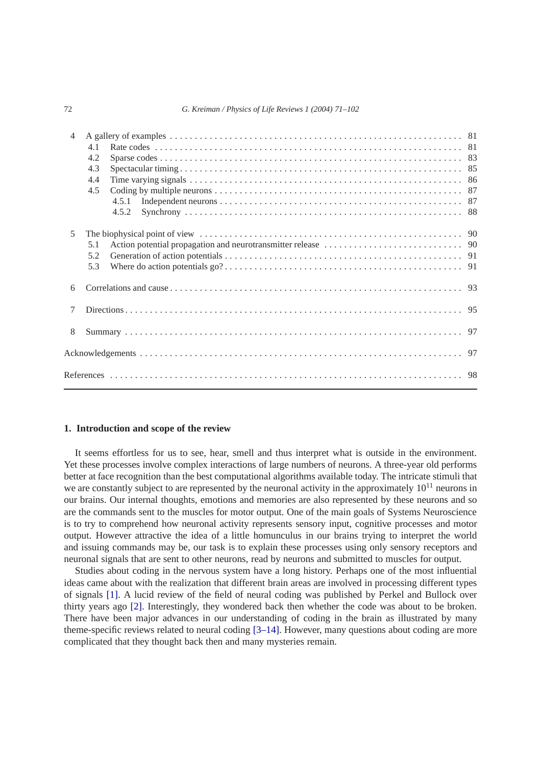| | | |
|---|---|---|
| 4 | A gallery of examples | 81 |
| | 4.1 Rate codes | 81 |
| | 4.2 Sparse codes | 83 |
| | 4.3 Spectacular timing | 85 |
| | 4.4 Time varying signals | 86 |
| | 4.5 Coding by multiple neurons | 87 |
| | 4.5.1 Independent neurons | 87 |
| | 4.5.2 Synchrony | 88 |
| 5 | The biophysical point of view | 90 |
| | 5.1 Action potential propagation and neurotransmitter release | 90 |
| | 5.2 Generation of action potentials | 91 |
| | 5.3 Where do action potentials go? | 91 |
| 6 | Correlations and cause | 93 |
| 7 | Directions | 95 |
| 8 | Summary | 97 |
| | Acknowledgements | 97 |
| | References | 98 |

## 1. Introduction and scope of the review

It seems effortless for us to see, hear, smell and thus interpret what is outside in the environment. Yet these processes involve complex interactions of large numbers of neurons. A three-year old performs better at face recognition than the best computational algorithms available today. The intricate stimuli that we are constantly subject to are represented by the neuronal activity in the approximately $10^{11}$ neurons in our brains. Our internal thoughts, emotions and memories are also represented by these neurons and so are the commands sent to the muscles for motor output. One of the main goals of Systems Neuroscience is to try to comprehend how neuronal activity represents sensory input, cognitive processes and motor output. However attractive the idea of a little homunculus in our brains trying to interpret the world and issuing commands may be, our task is to explain these processes using only sensory receptors and neuronal signals that are sent to other neurons, read by neurons and submitted to muscles for output.

Studies about coding in the nervous system have a long history. Perhaps one of the most influential ideas came about with the realization that different brain areas are involved in processing different types of signals [1]. A lucid review of the field of neural coding was published by Perkel and Bullock over thirty years ago [2]. Interestingly, they wondered back then whether the code was about to be broken. There have been major advances in our understanding of coding in the brain as illustrated by many theme-specific reviews related to neural coding [3–14]. However, many questions about coding are more complicated that they thought back then and many mysteries remain.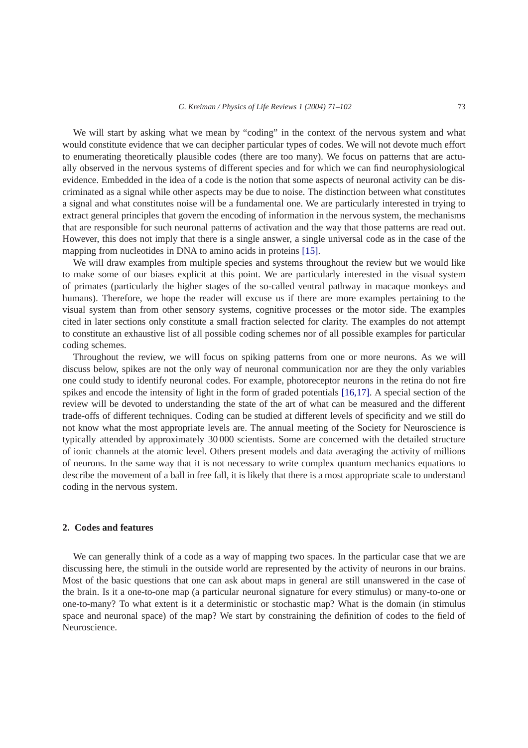We will start by asking what we mean by "coding" in the context of the nervous system and what would constitute evidence that we can decipher particular types of codes. We will not devote much effort to enumerating theoretically plausible codes (there are too many). We focus on patterns that are actually observed in the nervous systems of different species and for which we can find neurophysiological evidence. Embedded in the idea of a code is the notion that some aspects of neuronal activity can be discriminated as a signal while other aspects may be due to noise. The distinction between what constitutes a signal and what constitutes noise will be a fundamental one. We are particularly interested in trying to extract general principles that govern the encoding of information in the nervous system, the mechanisms that are responsible for such neuronal patterns of activation and the way that those patterns are read out. However, this does not imply that there is a single answer, a single universal code as in the case of the mapping from nucleotides in DNA to amino acids in proteins [15].

We will draw examples from multiple species and systems throughout the review but we would like to make some of our biases explicit at this point. We are particularly interested in the visual system of primates (particularly the higher stages of the so-called ventral pathway in macaque monkeys and humans). Therefore, we hope the reader will excuse us if there are more examples pertaining to the visual system than from other sensory systems, cognitive processes or the motor side. The examples cited in later sections only constitute a small fraction selected for clarity. The examples do not attempt to constitute an exhaustive list of all possible coding schemes nor of all possible examples for particular coding schemes.

Throughout the review, we will focus on spiking patterns from one or more neurons. As we will discuss below, spikes are not the only way of neuronal communication nor are they the only variables one could study to identify neuronal codes. For example, photoreceptor neurons in the retina do not fire spikes and encode the intensity of light in the form of graded potentials [16,17]. A special section of the review will be devoted to understanding the state of the art of what can be measured and the different trade-offs of different techniques. Coding can be studied at different levels of specificity and we still do not know what the most appropriate levels are. The annual meeting of the Society for Neuroscience is typically attended by approximately 30 000 scientists. Some are concerned with the detailed structure of ionic channels at the atomic level. Others present models and data averaging the activity of millions of neurons. In the same way that it is not necessary to write complex quantum mechanics equations to describe the movement of a ball in free fall, it is likely that there is a most appropriate scale to understand coding in the nervous system.

## 2. Codes and features

We can generally think of a code as a way of mapping two spaces. In the particular case that we are discussing here, the stimuli in the outside world are represented by the activity of neurons in our brains. Most of the basic questions that one can ask about maps in general are still unanswered in the case of the brain. Is it a one-to-one map (a particular neuronal signature for every stimulus) or many-to-one or one-to-many? To what extent is it a deterministic or stochastic map? What is the domain (in stimulus space and neuronal space) of the map? We start by constraining the definition of codes to the field of Neuroscience.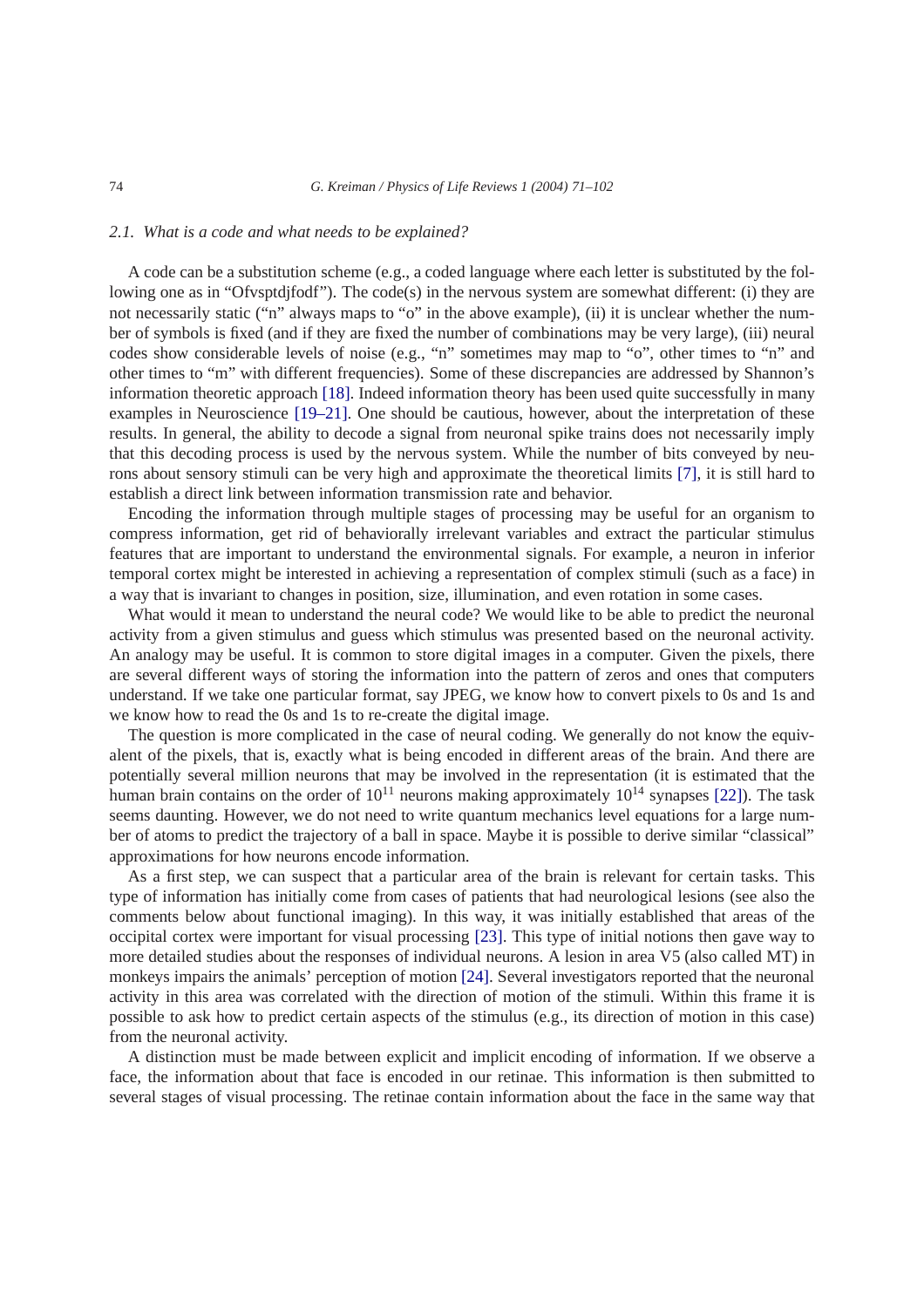### 2.1. *What is a code and what needs to be explained?*

A code can be a substitution scheme (e.g., a coded language where each letter is substituted by the following one as in "Ofvsptdjfodf"). The code(s) in the nervous system are somewhat different: (i) they are not necessarily static ("n" always maps to "o" in the above example), (ii) it is unclear whether the number of symbols is fixed (and if they are fixed the number of combinations may be very large), (iii) neural codes show considerable levels of noise (e.g., "n" sometimes may map to "o", other times to "n" and other times to "m" with different frequencies). Some of these discrepancies are addressed by Shannon's information theoretic approach [18]. Indeed information theory has been used quite successfully in many examples in Neuroscience [19–21]. One should be cautious, however, about the interpretation of these results. In general, the ability to decode a signal from neuronal spike trains does not necessarily imply that this decoding process is used by the nervous system. While the number of bits conveyed by neurons about sensory stimuli can be very high and approximate the theoretical limits [7], it is still hard to establish a direct link between information transmission rate and behavior.

Encoding the information through multiple stages of processing may be useful for an organism to compress information, get rid of behaviorally irrelevant variables and extract the particular stimulus features that are important to understand the environmental signals. For example, a neuron in inferior temporal cortex might be interested in achieving a representation of complex stimuli (such as a face) in a way that is invariant to changes in position, size, illumination, and even rotation in some cases.

What would it mean to understand the neural code? We would like to be able to predict the neuronal activity from a given stimulus and guess which stimulus was presented based on the neuronal activity. An analogy may be useful. It is common to store digital images in a computer. Given the pixels, there are several different ways of storing the information into the pattern of zeros and ones that computers understand. If we take one particular format, say JPEG, we know how to convert pixels to 0s and 1s and we know how to read the 0s and 1s to re-create the digital image.

The question is more complicated in the case of neural coding. We generally do not know the equivalent of the pixels, that is, exactly what is being encoded in different areas of the brain. And there are potentially several million neurons that may be involved in the representation (it is estimated that the human brain contains on the order of $10^{11}$ neurons making approximately $10^{14}$ synapses [22]). The task seems daunting. However, we do not need to write quantum mechanics level equations for a large number of atoms to predict the trajectory of a ball in space. Maybe it is possible to derive similar "classical" approximations for how neurons encode information.

As a first step, we can suspect that a particular area of the brain is relevant for certain tasks. This type of information has initially come from cases of patients that had neurological lesions (see also the comments below about functional imaging). In this way, it was initially established that areas of the occipital cortex were important for visual processing [23]. This type of initial notions then gave way to more detailed studies about the responses of individual neurons. A lesion in area V5 (also called MT) in monkeys impairs the animals' perception of motion [24]. Several investigators reported that the neuronal activity in this area was correlated with the direction of motion of the stimuli. Within this frame it is possible to ask how to predict certain aspects of the stimulus (e.g., its direction of motion in this case) from the neuronal activity.

A distinction must be made between explicit and implicit encoding of information. If we observe a face, the information about that face is encoded in our retinae. This information is then submitted to several stages of visual processing. The retinae contain information about the face in the same way that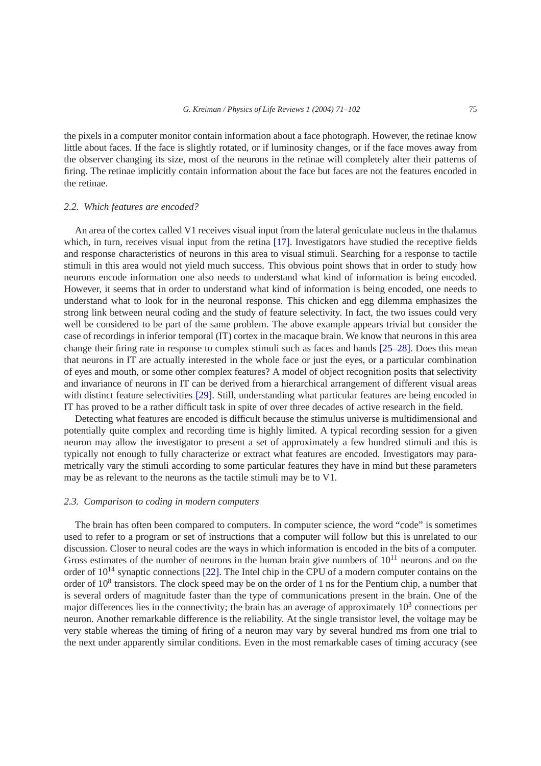the pixels in a computer monitor contain information about a face photograph. However, the retinae know little about faces. If the face is slightly rotated, or if luminosity changes, or if the face moves away from the observer changing its size, most of the neurons in the retinae will completely alter their patterns of firing. The retinae implicitly contain information about the face but faces are not the features encoded in the retinae.

### *2.2. Which features are encoded?*

An area of the cortex called V1 receives visual input from the lateral geniculate nucleus in the thalamus which, in turn, receives visual input from the retina [17]. Investigators have studied the receptive fields and response characteristics of neurons in this area to visual stimuli. Searching for a response to tactile stimuli in this area would not yield much success. This obvious point shows that in order to study how neurons encode information one also needs to understand what kind of information is being encoded. However, it seems that in order to understand what kind of information is being encoded, one needs to understand what to look for in the neuronal response. This chicken and egg dilemma emphasizes the strong link between neural coding and the study of feature selectivity. In fact, the two issues could very well be considered to be part of the same problem. The above example appears trivial but consider the case of recordings in inferior temporal (IT) cortex in the macaque brain. We know that neurons in this area change their firing rate in response to complex stimuli such as faces and hands [25–28]. Does this mean that neurons in IT are actually interested in the whole face or just the eyes, or a particular combination of eyes and mouth, or some other complex features? A model of object recognition posits that selectivity and invariance of neurons in IT can be derived from a hierarchical arrangement of different visual areas with distinct feature selectivities [29]. Still, understanding what particular features are being encoded in IT has proved to be a rather difficult task in spite of over three decades of active research in the field.

Detecting what features are encoded is difficult because the stimulus universe is multidimensional and potentially quite complex and recording time is highly limited. A typical recording session for a given neuron may allow the investigator to present a set of approximately a few hundred stimuli and this is typically not enough to fully characterize or extract what features are encoded. Investigators may parametrically vary the stimuli according to some particular features they have in mind but these parameters may be as relevant to the neurons as the tactile stimuli may be to V1.

### *2.3. Comparison to coding in modern computers*

The brain has often been compared to computers. In computer science, the word "code" is sometimes used to refer to a program or set of instructions that a computer will follow but this is unrelated to our discussion. Closer to neural codes are the ways in which information is encoded in the bits of a computer. Gross estimates of the number of neurons in the human brain give numbers of $10^{11}$ neurons and on the order of $10^{14}$ synaptic connections [22]. The Intel chip in the CPU of a modern computer contains on the order of $10^{8}$ transistors. The clock speed may be on the order of 1 ns for the Pentium chip, a number that is several orders of magnitude faster than the type of communications present in the brain. One of the major differences lies in the connectivity; the brain has an average of approximately $10^{3}$ connections per neuron. Another remarkable difference is the reliability. At the single transistor level, the voltage may be very stable whereas the timing of firing of a neuron may vary by several hundred ms from one trial to the next under apparently similar conditions. Even in the most remarkable cases of timing accuracy (see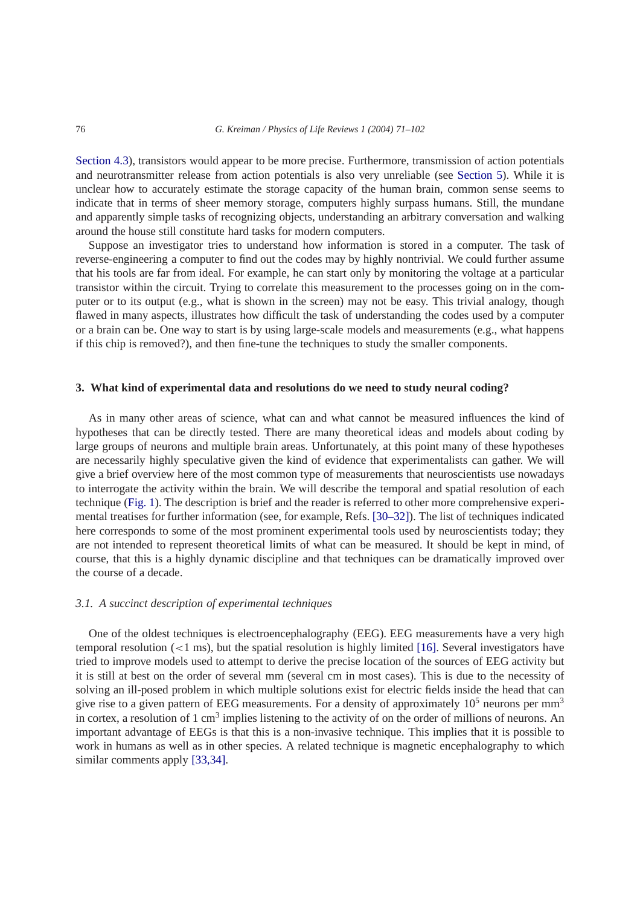Section 4.3), transistors would appear to be more precise. Furthermore, transmission of action potentials and neurotransmitter release from action potentials is also very unreliable (see Section 5). While it is unclear how to accurately estimate the storage capacity of the human brain, common sense seems to indicate that in terms of sheer memory storage, computers highly surpass humans. Still, the mundane and apparently simple tasks of recognizing objects, understanding an arbitrary conversation and walking around the house still constitute hard tasks for modern computers.

Suppose an investigator tries to understand how information is stored in a computer. The task of reverse-engineering a computer to find out the codes may by highly nontrivial. We could further assume that his tools are far from ideal. For example, he can start only by monitoring the voltage at a particular transistor within the circuit. Trying to correlate this measurement to the processes going on in the computer or to its output (e.g., what is shown in the screen) may not be easy. This trivial analogy, though flawed in many aspects, illustrates how difficult the task of understanding the codes used by a computer or a brain can be. One way to start is by using large-scale models and measurements (e.g., what happens if this chip is removed?), and then fine-tune the techniques to study the smaller components.

## 3. What kind of experimental data and resolutions do we need to study neural coding?

As in many other areas of science, what can and what cannot be measured influences the kind of hypotheses that can be directly tested. There are many theoretical ideas and models about coding by large groups of neurons and multiple brain areas. Unfortunately, at this point many of these hypotheses are necessarily highly speculative given the kind of evidence that experimentalists can gather. We will give a brief overview here of the most common type of measurements that neuroscientists use nowadays to interrogate the activity within the brain. We will describe the temporal and spatial resolution of each technique (Fig. 1). The description is brief and the reader is referred to other more comprehensive experimental treatises for further information (see, for example, Refs. [30–32]). The list of techniques indicated here corresponds to some of the most prominent experimental tools used by neuroscientists today; they are not intended to represent theoretical limits of what can be measured. It should be kept in mind, of course, that this is a highly dynamic discipline and that techniques can be dramatically improved over the course of a decade.

### *3.1. A succinct description of experimental techniques*

One of the oldest techniques is electroencephalography (EEG). EEG measurements have a very high temporal resolution ($<1$ ms), but the spatial resolution is highly limited [16]. Several investigators have tried to improve models used to attempt to derive the precise location of the sources of EEG activity but it is still at best on the order of several mm (several cm in most cases). This is due to the necessity of solving an ill-posed problem in which multiple solutions exist for electric fields inside the head that can give rise to a given pattern of EEG measurements. For a density of approximately $10^5$ neurons per $\text{mm}^3$ in cortex, a resolution of 1 $\text{cm}^3$ implies listening to the activity of on the order of millions of neurons. An important advantage of EEGs is that this is a non-invasive technique. This implies that it is possible to work in humans as well as in other species. A related technique is magnetic encephalography to which similar comments apply [33,34].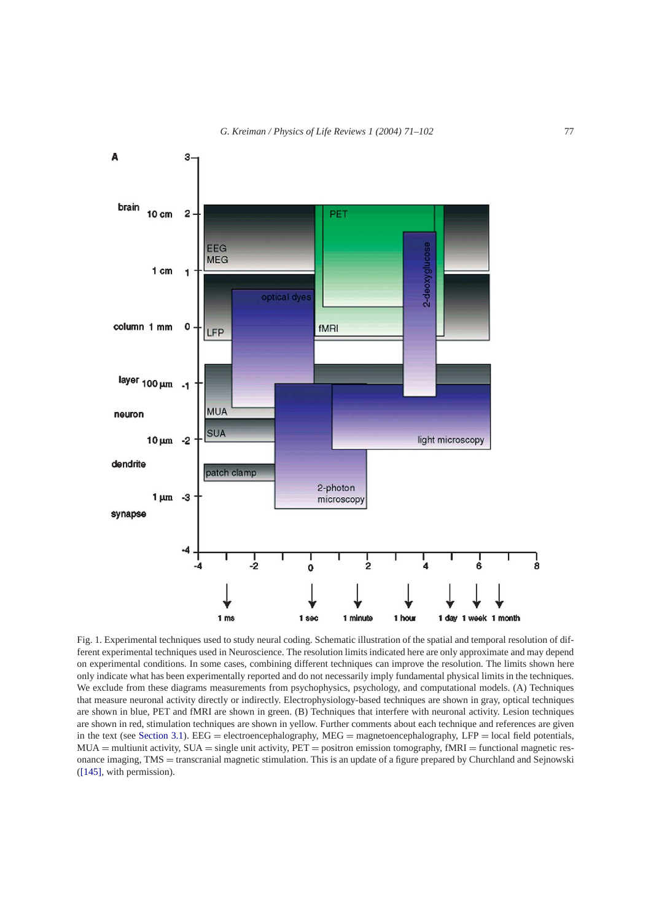Fig. 1. Experimental techniques used to study neural coding. Schematic illustration of the spatial and temporal resolution of different experimental techniques used in Neuroscience. The resolution limits indicated here are only approximate and may depend on experimental conditions. In some cases, combining different techniques can improve the resolution. The limits shown here only indicate what has been experimentally reported and do not necessarily imply fundamental physical limits in the techniques. We exclude from these diagrams measurements from psychophysics, psychology, and computational models. (A) Techniques that measure neuronal activity directly or indirectly. Electrophysiology-based techniques are shown in gray, optical techniques are shown in blue, PET and fMRI are shown in green. (B) Techniques that interfere with neuronal activity. Lesion techniques are shown in red, stimulation techniques are shown in yellow. Further comments about each technique and references are given in the text (see Section 3.1). EEG = electroencephalography, MEG = magnetoencephalography, LFP = local field potentials, MUA = multiunit activity, SUA = single unit activity, PET = positron emission tomography, fMRI = functional magnetic resonance imaging, TMS = transcranial magnetic stimulation. This is an update of a figure prepared by Churchland and Sejnowski ([145], with permission).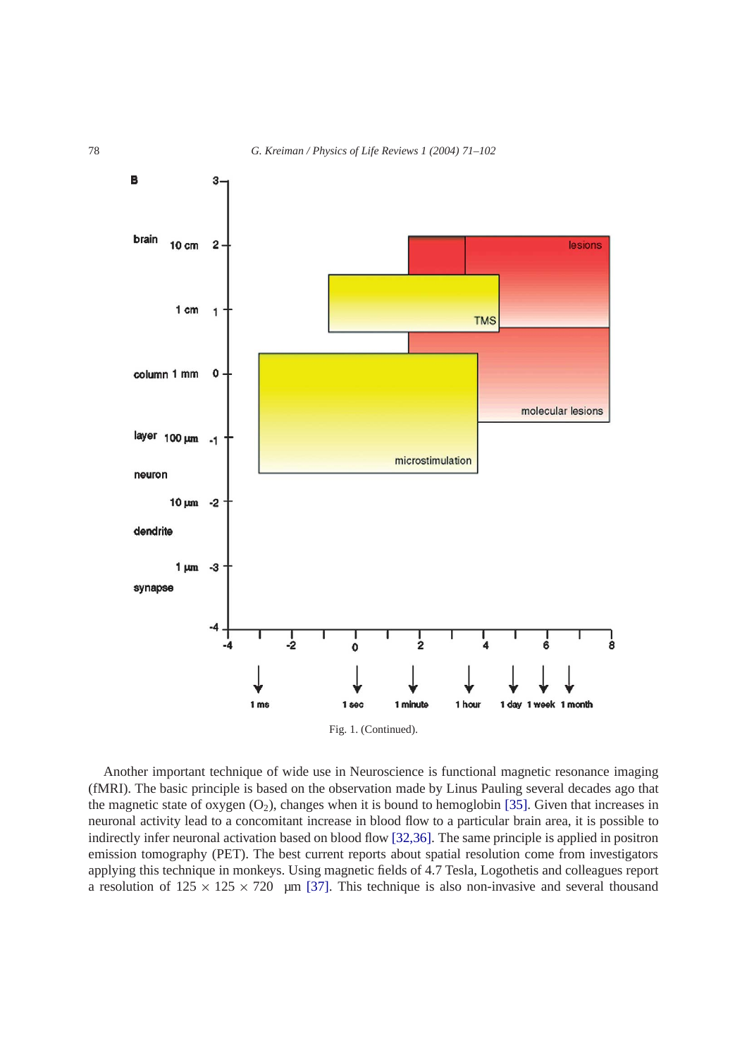Fig. 1. (Continued).

Another important technique of wide use in Neuroscience is functional magnetic resonance imaging (fMRI). The basic principle is based on the observation made by Linus Pauling several decades ago that the magnetic state of oxygen ($O_2$), changes when it is bound to hemoglobin [35]. Given that increases in neuronal activity lead to a concomitant increase in blood flow to a particular brain area, it is possible to indirectly infer neuronal activation based on blood flow [32,36]. The same principle is applied in positron emission tomography (PET). The best current reports about spatial resolution come from investigators applying this technique in monkeys. Using magnetic fields of 4.7 Tesla, Logothetis and colleagues report a resolution of $125 \times 125 \times 720$ µm [37]. This technique is also non-invasive and several thousand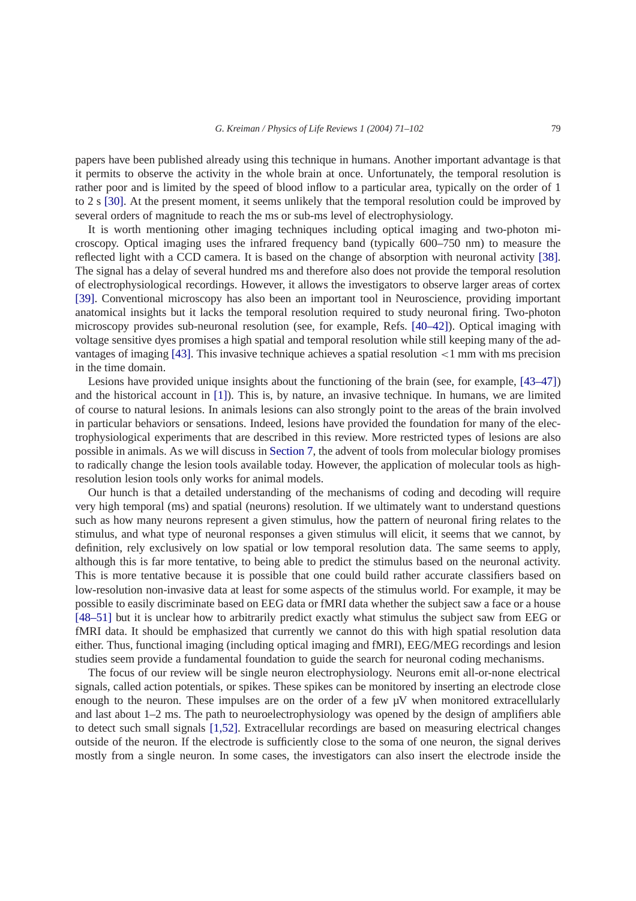papers have been published already using this technique in humans. Another important advantage is that it permits to observe the activity in the whole brain at once. Unfortunately, the temporal resolution is rather poor and is limited by the speed of blood inflow to a particular area, typically on the order of 1 to 2 s [30]. At the present moment, it seems unlikely that the temporal resolution could be improved by several orders of magnitude to reach the ms or sub-ms level of electrophysiology.

It is worth mentioning other imaging techniques including optical imaging and two-photon microscopy. Optical imaging uses the infrared frequency band (typically 600–750 nm) to measure the reflected light with a CCD camera. It is based on the change of absorption with neuronal activity [38]. The signal has a delay of several hundred ms and therefore also does not provide the temporal resolution of electrophysiological recordings. However, it allows the investigators to observe larger areas of cortex [39]. Conventional microscopy has also been an important tool in Neuroscience, providing important anatomical insights but it lacks the temporal resolution required to study neuronal firing. Two-photon microscopy provides sub-neuronal resolution (see, for example, Refs. [40–42]). Optical imaging with voltage sensitive dyes promises a high spatial and temporal resolution while still keeping many of the advantages of imaging [43]. This invasive technique achieves a spatial resolution $<1$ mm with ms precision in the time domain.

Lesions have provided unique insights about the functioning of the brain (see, for example, [43–47]) and the historical account in [1]). This is, by nature, an invasive technique. In humans, we are limited of course to natural lesions. In animals lesions can also strongly point to the areas of the brain involved in particular behaviors or sensations. Indeed, lesions have provided the foundation for many of the electrophysiological experiments that are described in this review. More restricted types of lesions are also possible in animals. As we will discuss in Section 7, the advent of tools from molecular biology promises to radically change the lesion tools available today. However, the application of molecular tools as high-resolution lesion tools only works for animal models.

Our hunch is that a detailed understanding of the mechanisms of coding and decoding will require very high temporal (ms) and spatial (neurons) resolution. If we ultimately want to understand questions such as how many neurons represent a given stimulus, how the pattern of neuronal firing relates to the stimulus, and what type of neuronal responses a given stimulus will elicit, it seems that we cannot, by definition, rely exclusively on low spatial or low temporal resolution data. The same seems to apply, although this is far more tentative, to being able to predict the stimulus based on the neuronal activity. This is more tentative because it is possible that one could build rather accurate classifiers based on low-resolution non-invasive data at least for some aspects of the stimulus world. For example, it may be possible to easily discriminate based on EEG data or fMRI data whether the subject saw a face or a house [48–51] but it is unclear how to arbitrarily predict exactly what stimulus the subject saw from EEG or fMRI data. It should be emphasized that currently we cannot do this with high spatial resolution data either. Thus, functional imaging (including optical imaging and fMRI), EEG/MEG recordings and lesion studies seem provide a fundamental foundation to guide the search for neuronal coding mechanisms.

The focus of our review will be single neuron electrophysiology. Neurons emit all-or-none electrical signals, called action potentials, or spikes. These spikes can be monitored by inserting an electrode close enough to the neuron. These impulses are on the order of a few μV when monitored extracellularly and last about 1–2 ms. The path to neuroelectrophysiology was opened by the design of amplifiers able to detect such small signals [1,52]. Extracellular recordings are based on measuring electrical changes outside of the neuron. If the electrode is sufficiently close to the soma of one neuron, the signal derives mostly from a single neuron. In some cases, the investigators can also insert the electrode inside the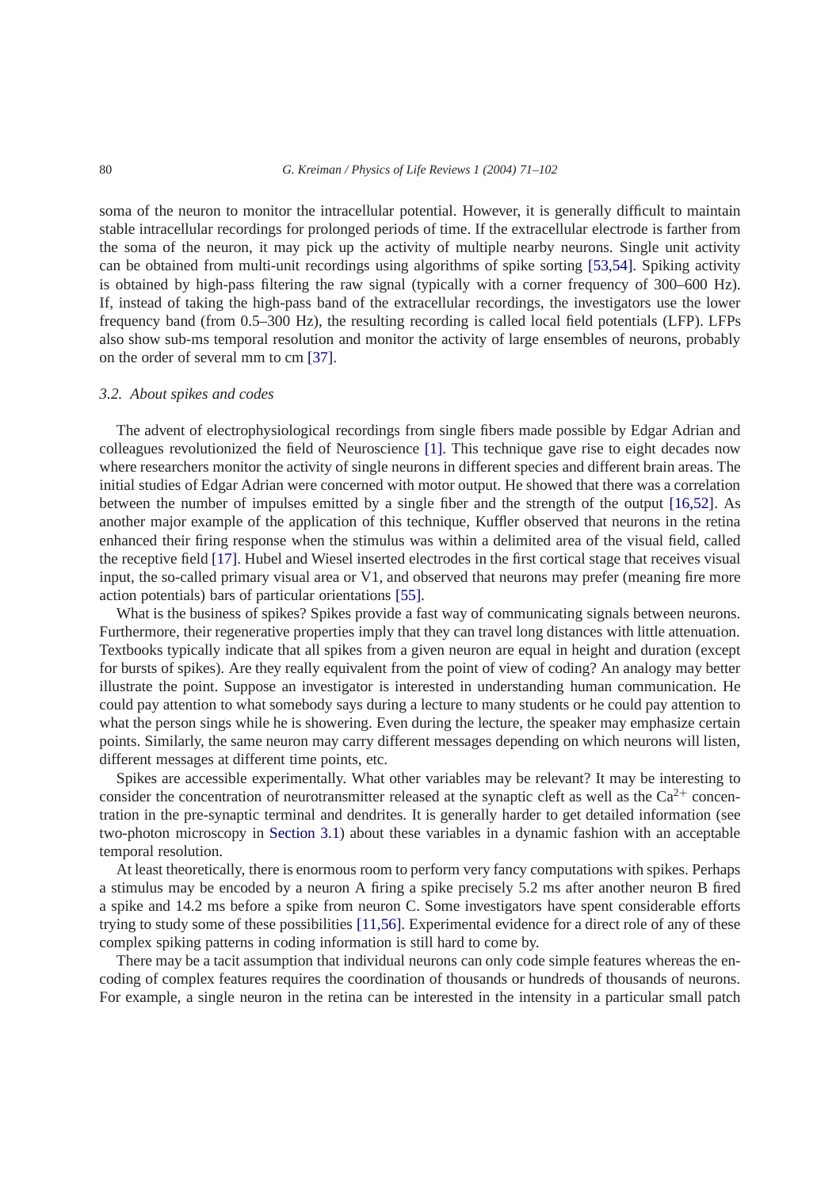soma of the neuron to monitor the intracellular potential. However, it is generally difficult to maintain stable intracellular recordings for prolonged periods of time. If the extracellular electrode is farther from the soma of the neuron, it may pick up the activity of multiple nearby neurons. Single unit activity can be obtained from multi-unit recordings using algorithms of spike sorting [53,54]. Spiking activity is obtained by high-pass filtering the raw signal (typically with a corner frequency of 300–600 Hz). If, instead of taking the high-pass band of the extracellular recordings, the investigators use the lower frequency band (from 0.5–300 Hz), the resulting recording is called local field potentials (LFP). LFPs also show sub-ms temporal resolution and monitor the activity of large ensembles of neurons, probably on the order of several mm to cm [37].

### *3.2. About spikes and codes*

The advent of electrophysiological recordings from single fibers made possible by Edgar Adrian and colleagues revolutionized the field of Neuroscience [1]. This technique gave rise to eight decades now where researchers monitor the activity of single neurons in different species and different brain areas. The initial studies of Edgar Adrian were concerned with motor output. He showed that there was a correlation between the number of impulses emitted by a single fiber and the strength of the output [16,52]. As another major example of the application of this technique, Kuffler observed that neurons in the retina enhanced their firing response when the stimulus was within a delimited area of the visual field, called the receptive field [17]. Hubel and Wiesel inserted electrodes in the first cortical stage that receives visual input, the so-called primary visual area or V1, and observed that neurons may prefer (meaning fire more action potentials) bars of particular orientations [55].

What is the business of spikes? Spikes provide a fast way of communicating signals between neurons. Furthermore, their regenerative properties imply that they can travel long distances with little attenuation. Textbooks typically indicate that all spikes from a given neuron are equal in height and duration (except for bursts of spikes). Are they really equivalent from the point of view of coding? An analogy may better illustrate the point. Suppose an investigator is interested in understanding human communication. He could pay attention to what somebody says during a lecture to many students or he could pay attention to what the person sings while he is showering. Even during the lecture, the speaker may emphasize certain points. Similarly, the same neuron may carry different messages depending on which neurons will listen, different messages at different time points, etc.

Spikes are accessible experimentally. What other variables may be relevant? It may be interesting to consider the concentration of neurotransmitter released at the synaptic cleft as well as the $Ca^{2+}$ concentration in the pre-synaptic terminal and dendrites. It is generally harder to get detailed information (see two-photon microscopy in Section 3.1) about these variables in a dynamic fashion with an acceptable temporal resolution.

At least theoretically, there is enormous room to perform very fancy computations with spikes. Perhaps a stimulus may be encoded by a neuron A firing a spike precisely 5.2 ms after another neuron B fired a spike and 14.2 ms before a spike from neuron C. Some investigators have spent considerable efforts trying to study some of these possibilities [11,56]. Experimental evidence for a direct role of any of these complex spiking patterns in coding information is still hard to come by.

There may be a tacit assumption that individual neurons can only code simple features whereas the encoding of complex features requires the coordination of thousands or hundreds of thousands of neurons. For example, a single neuron in the retina can be interested in the intensity in a particular small patch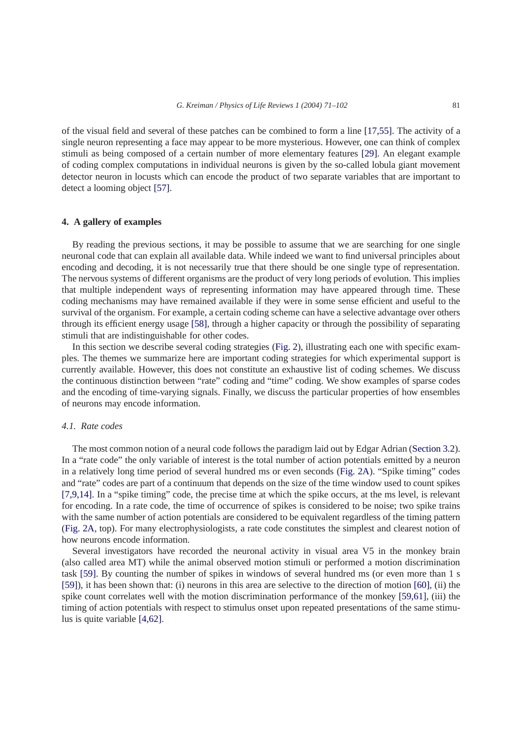of the visual field and several of these patches can be combined to form a line [17,55]. The activity of a single neuron representing a face may appear to be more mysterious. However, one can think of complex stimuli as being composed of a certain number of more elementary features [29]. An elegant example of coding complex computations in individual neurons is given by the so-called lobula giant movement detector neuron in locusts which can encode the product of two separate variables that are important to detect a looming object [57].

## 4. A gallery of examples

By reading the previous sections, it may be possible to assume that we are searching for one single neuronal code that can explain all available data. While indeed we want to find universal principles about encoding and decoding, it is not necessarily true that there should be one single type of representation. The nervous systems of different organisms are the product of very long periods of evolution. This implies that multiple independent ways of representing information may have appeared through time. These coding mechanisms may have remained available if they were in some sense efficient and useful to the survival of the organism. For example, a certain coding scheme can have a selective advantage over others through its efficient energy usage [58], through a higher capacity or through the possibility of separating stimuli that are indistinguishable for other codes.

In this section we describe several coding strategies (Fig. 2), illustrating each one with specific examples. The themes we summarize here are important coding strategies for which experimental support is currently available. However, this does not constitute an exhaustive list of coding schemes. We discuss the continuous distinction between "rate" coding and "time" coding. We show examples of sparse codes and the encoding of time-varying signals. Finally, we discuss the particular properties of how ensembles of neurons may encode information.

### *4.1. Rate codes*

The most common notion of a neural code follows the paradigm laid out by Edgar Adrian (Section 3.2). In a "rate code" the only variable of interest is the total number of action potentials emitted by a neuron in a relatively long time period of several hundred ms or even seconds (Fig. 2A). "Spike timing" codes and "rate" codes are part of a continuum that depends on the size of the time window used to count spikes [7,9,14]. In a "spike timing" code, the precise time at which the spike occurs, at the ms level, is relevant for encoding. In a rate code, the time of occurrence of spikes is considered to be noise; two spike trains with the same number of action potentials are considered to be equivalent regardless of the timing pattern (Fig. 2A, top). For many electrophysiologists, a rate code constitutes the simplest and clearest notion of how neurons encode information.

Several investigators have recorded the neuronal activity in visual area V5 in the monkey brain (also called area MT) while the animal observed motion stimuli or performed a motion discrimination task [59]. By counting the number of spikes in windows of several hundred ms (or even more than 1 s [59]), it has been shown that: (i) neurons in this area are selective to the direction of motion [60], (ii) the spike count correlates well with the motion discrimination performance of the monkey [59,61], (iii) the timing of action potentials with respect to stimulus onset upon repeated presentations of the same stimulus is quite variable [4,62].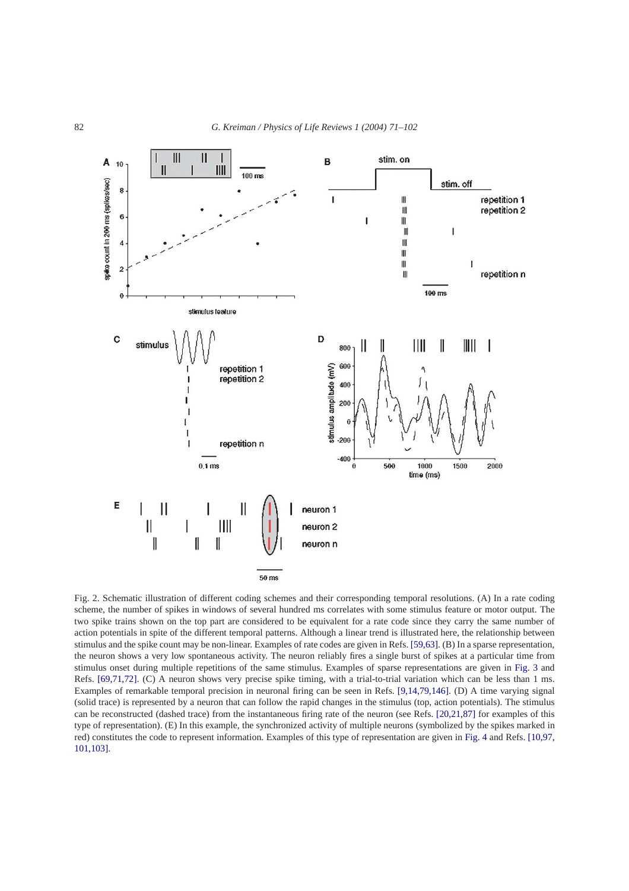Fig. 2. Schematic illustration of different coding schemes and their corresponding temporal resolutions. (A) In a rate coding scheme, the number of spikes in windows of several hundred ms correlates with some stimulus feature or motor output. The two spike trains shown on the top part are considered to be equivalent for a rate code since they carry the same number of action potentials in spite of the different temporal patterns. Although a linear trend is illustrated here, the relationship between stimulus and the spike count may be non-linear. Examples of rate codes are given in Refs. [59,63]. (B) In a sparse representation, the neuron shows a very low spontaneous activity. The neuron reliably fires a single burst of spikes at a particular time from stimulus onset during multiple repetitions of the same stimulus. Examples of sparse representations are given in Fig. 3 and Refs. [69,71,72]. (C) A neuron shows very precise spike timing, with a trial-to-trial variation which can be less than 1 ms. Examples of remarkable temporal precision in neuronal firing can be seen in Refs. [9,14,79,146]. (D) A time varying signal (solid trace) is represented by a neuron that can follow the rapid changes in the stimulus (top, action potentials). The stimulus can be reconstructed (dashed trace) from the instantaneous firing rate of the neuron (see Refs. [20,21,87] for examples of this type of representation). (E) In this example, the synchronized activity of multiple neurons (symbolized by the spikes marked in red) constitutes the code to represent information. Examples of this type of representation are given in Fig. 4 and Refs. [10,97,101,103].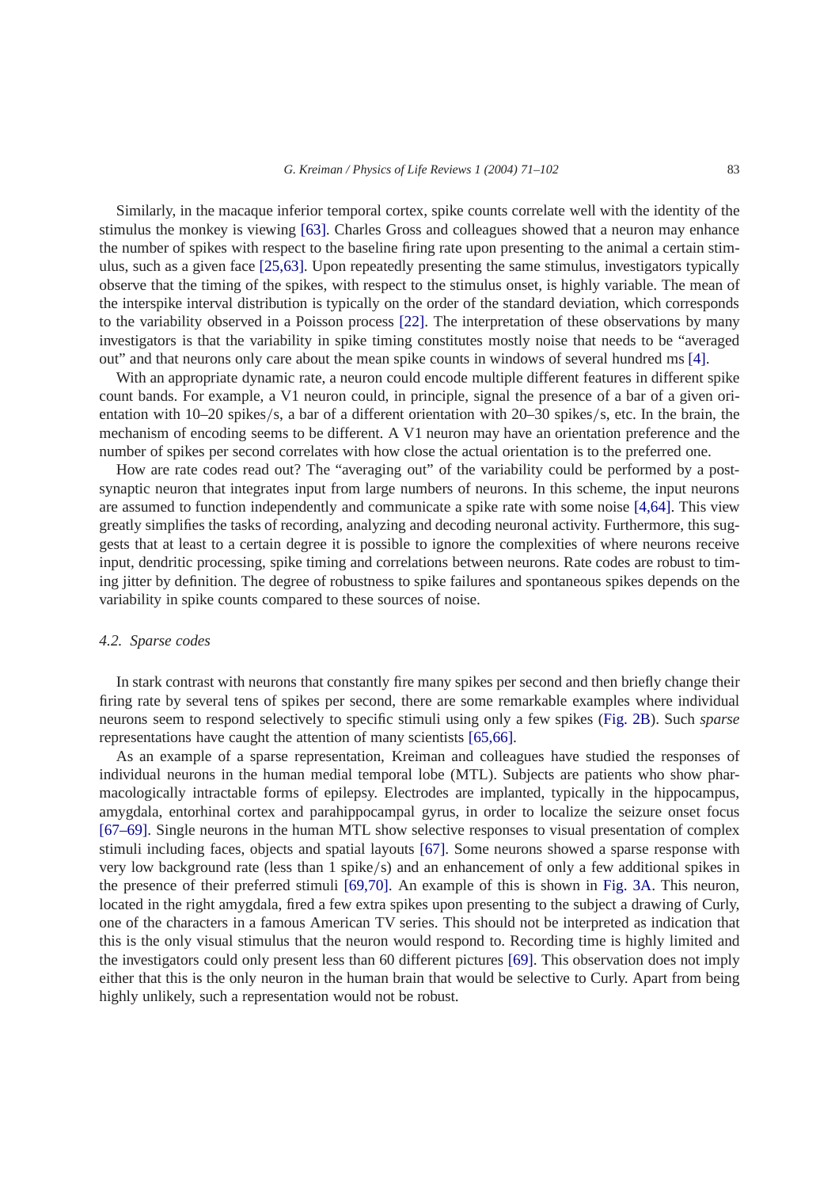Similarly, in the macaque inferior temporal cortex, spike counts correlate well with the identity of the stimulus the monkey is viewing [63]. Charles Gross and colleagues showed that a neuron may enhance the number of spikes with respect to the baseline firing rate upon presenting to the animal a certain stimulus, such as a given face [25,63]. Upon repeatedly presenting the same stimulus, investigators typically observe that the timing of the spikes, with respect to the stimulus onset, is highly variable. The mean of the interspike interval distribution is typically on the order of the standard deviation, which corresponds to the variability observed in a Poisson process [22]. The interpretation of these observations by many investigators is that the variability in spike timing constitutes mostly noise that needs to be "averaged out" and that neurons only care about the mean spike counts in windows of several hundred ms [4].

With an appropriate dynamic rate, a neuron could encode multiple different features in different spike count bands. For example, a V1 neuron could, in principle, signal the presence of a bar of a given orientation with 10–20 spikes/s, a bar of a different orientation with 20–30 spikes/s, etc. In the brain, the mechanism of encoding seems to be different. A V1 neuron may have an orientation preference and the number of spikes per second correlates with how close the actual orientation is to the preferred one.

How are rate codes read out? The "averaging out" of the variability could be performed by a postsynaptic neuron that integrates input from large numbers of neurons. In this scheme, the input neurons are assumed to function independently and communicate a spike rate with some noise [4,64]. This view greatly simplifies the tasks of recording, analyzing and decoding neuronal activity. Furthermore, this suggests that at least to a certain degree it is possible to ignore the complexities of where neurons receive input, dendritic processing, spike timing and correlations between neurons. Rate codes are robust to timing jitter by definition. The degree of robustness to spike failures and spontaneous spikes depends on the variability in spike counts compared to these sources of noise.

### *4.2. Sparse codes*

In stark contrast with neurons that constantly fire many spikes per second and then briefly change their firing rate by several tens of spikes per second, there are some remarkable examples where individual neurons seem to respond selectively to specific stimuli using only a few spikes (Fig. 2B). Such *sparse* representations have caught the attention of many scientists [65,66].

As an example of a sparse representation, Kreiman and colleagues have studied the responses of individual neurons in the human medial temporal lobe (MTL). Subjects are patients who show pharmacologically intractable forms of epilepsy. Electrodes are implanted, typically in the hippocampus, amygdala, entorhinal cortex and parahippocampal gyrus, in order to localize the seizure onset focus [67–69]. Single neurons in the human MTL show selective responses to visual presentation of complex stimuli including faces, objects and spatial layouts [67]. Some neurons showed a sparse response with very low background rate (less than 1 spike/s) and an enhancement of only a few additional spikes in the presence of their preferred stimuli [69,70]. An example of this is shown in Fig. 3A. This neuron, located in the right amygdala, fired a few extra spikes upon presenting to the subject a drawing of Curly, one of the characters in a famous American TV series. This should not be interpreted as indication that this is the only visual stimulus that the neuron would respond to. Recording time is highly limited and the investigators could only present less than 60 different pictures [69]. This observation does not imply either that this is the only neuron in the human brain that would be selective to Curly. Apart from being highly unlikely, such a representation would not be robust.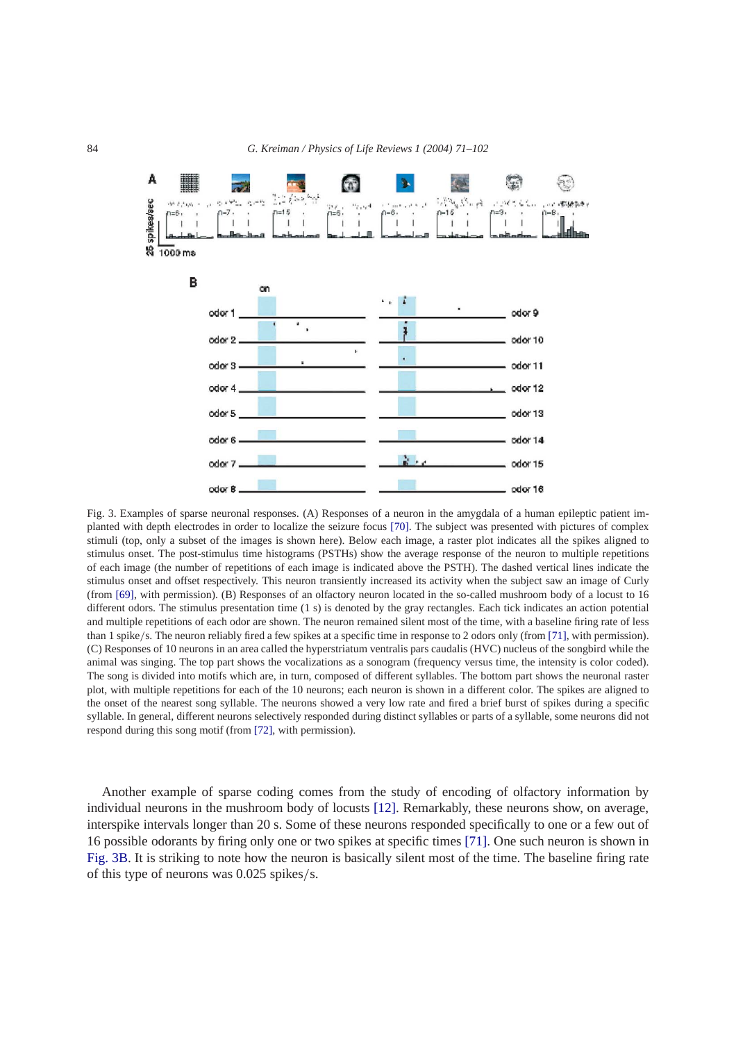Fig. 3. Examples of sparse neuronal responses. (A) Responses of a neuron in the amygdala of a human epileptic patient implanted with depth electrodes in order to localize the seizure focus [70]. The subject was presented with pictures of complex stimuli (top, only a subset of the images is shown here). Below each image, a raster plot indicates all the spikes aligned to stimulus onset. The post-stimulus time histograms (PSTHs) show the average response of the neuron to multiple repetitions of each image (the number of repetitions of each image is indicated above the PSTH). The dashed vertical lines indicate the stimulus onset and offset respectively. This neuron transiently increased its activity when the subject saw an image of Curly (from [69], with permission). (B) Responses of an olfactory neuron located in the so-called mushroom body of a locust to 16 different odors. The stimulus presentation time (1 s) is denoted by the gray rectangles. Each tick indicates an action potential and multiple repetitions of each odor are shown. The neuron remained silent most of the time, with a baseline firing rate of less than 1 spike/s. The neuron reliably fired a few spikes at a specific time in response to 2 odors only (from [71], with permission). (C) Responses of 10 neurons in an area called the hyperstriatum ventralis pars caudalis (HVC) nucleus of the songbird while the animal was singing. The top part shows the vocalizations as a sonogram (frequency versus time, the intensity is color coded). The song is divided into motifs which are, in turn, composed of different syllables. The bottom part shows the neuronal raster plot, with multiple repetitions for each of the 10 neurons; each neuron is shown in a different color. The spikes are aligned to the onset of the nearest song syllable. The neurons showed a very low rate and fired a brief burst of spikes during a specific syllable. In general, different neurons selectively responded during distinct syllables or parts of a syllable, some neurons did not respond during this song motif (from [72], with permission).

Another example of sparse coding comes from the study of encoding of olfactory information by individual neurons in the mushroom body of locusts [12]. Remarkably, these neurons show, on average, interspike intervals longer than 20 s. Some of these neurons responded specifically to one or a few out of 16 possible odorants by firing only one or two spikes at specific times [71]. One such neuron is shown in Fig. 3B. It is striking to note how the neuron is basically silent most of the time. The baseline firing rate of this type of neurons was 0.025 spikes/s.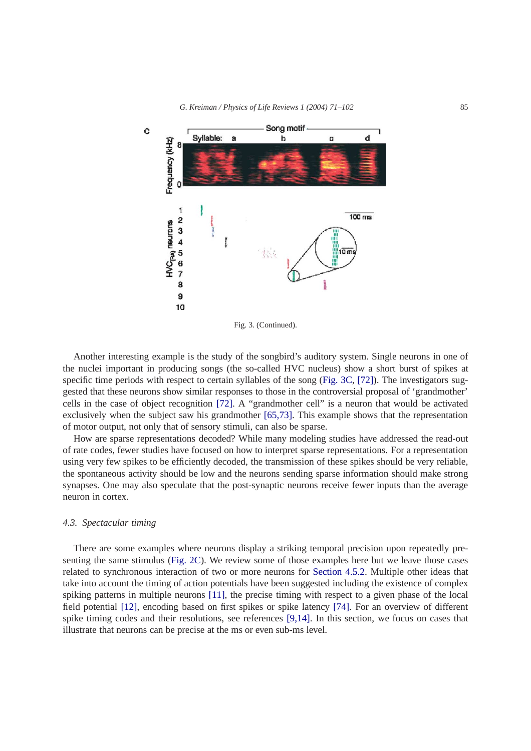Fig. 3. (Continued).

Another interesting example is the study of the songbird's auditory system. Single neurons in one of the nuclei important in producing songs (the so-called HVC nucleus) show a short burst of spikes at specific time periods with respect to certain syllables of the song (Fig. 3C, [72]). The investigators suggested that these neurons show similar responses to those in the controversial proposal of 'grandmother' cells in the case of object recognition [72]. A "grandmother cell" is a neuron that would be activated exclusively when the subject saw his grandmother [65,73]. This example shows that the representation of motor output, not only that of sensory stimuli, can also be sparse.

How are sparse representations decoded? While many modeling studies have addressed the read-out of rate codes, fewer studies have focused on how to interpret sparse representations. For a representation using very few spikes to be efficiently decoded, the transmission of these spikes should be very reliable, the spontaneous activity should be low and the neurons sending sparse information should make strong synapses. One may also speculate that the post-synaptic neurons receive fewer inputs than the average neuron in cortex.

### *4.3. Spectacular timing*

There are some examples where neurons display a striking temporal precision upon repeatedly presenting the same stimulus (Fig. 2C). We review some of those examples here but we leave those cases related to synchronous interaction of two or more neurons for Section 4.5.2. Multiple other ideas that take into account the timing of action potentials have been suggested including the existence of complex spiking patterns in multiple neurons [11], the precise timing with respect to a given phase of the local field potential [12], encoding based on first spikes or spike latency [74]. For an overview of different spike timing codes and their resolutions, see references [9,14]. In this section, we focus on cases that illustrate that neurons can be precise at the ms or even sub-ms level.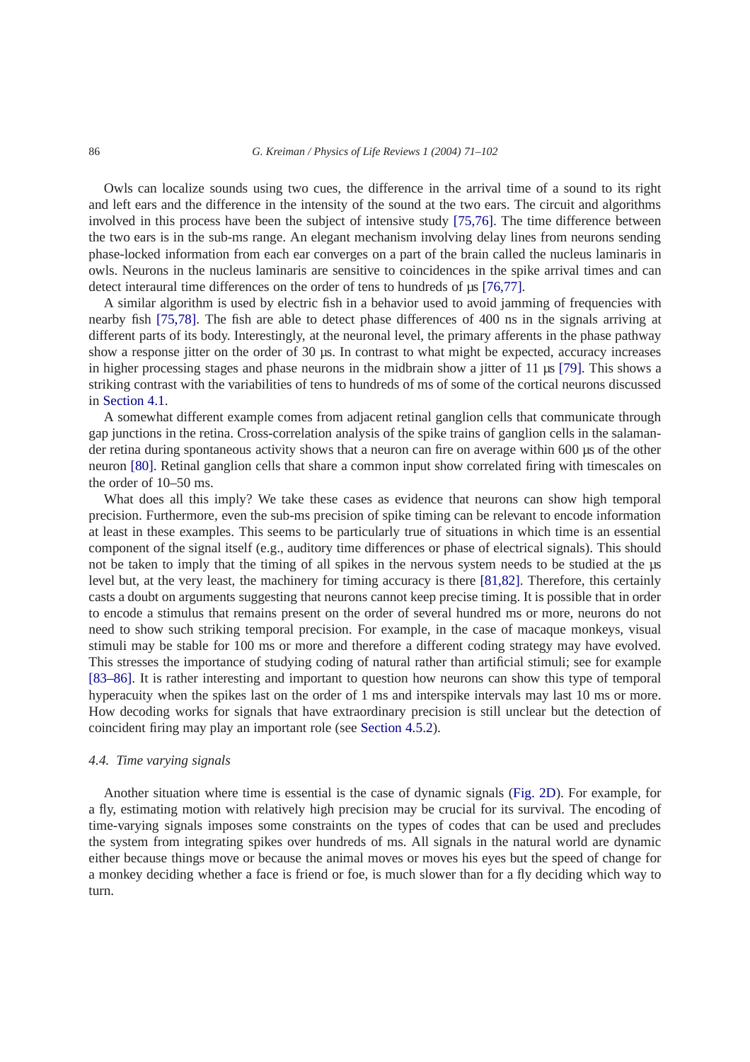Owls can localize sounds using two cues, the difference in the arrival time of a sound to its right and left ears and the difference in the intensity of the sound at the two ears. The circuit and algorithms involved in this process have been the subject of intensive study [75,76]. The time difference between the two ears is in the sub-ms range. An elegant mechanism involving delay lines from neurons sending phase-locked information from each ear converges on a part of the brain called the nucleus laminaris in owls. Neurons in the nucleus laminaris are sensitive to coincidences in the spike arrival times and can detect interaural time differences on the order of tens to hundreds of µs [76,77].

A similar algorithm is used by electric fish in a behavior used to avoid jamming of frequencies with nearby fish [75,78]. The fish are able to detect phase differences of 400 ns in the signals arriving at different parts of its body. Interestingly, at the neuronal level, the primary afferents in the phase pathway show a response jitter on the order of 30 µs. In contrast to what might be expected, accuracy increases in higher processing stages and phase neurons in the midbrain show a jitter of 11 µs [79]. This shows a striking contrast with the variabilities of tens to hundreds of ms of some of the cortical neurons discussed in Section 4.1.

A somewhat different example comes from adjacent retinal ganglion cells that communicate through gap junctions in the retina. Cross-correlation analysis of the spike trains of ganglion cells in the salamander retina during spontaneous activity shows that a neuron can fire on average within 600 µs of the other neuron [80]. Retinal ganglion cells that share a common input show correlated firing with timescales on the order of 10–50 ms.

What does all this imply? We take these cases as evidence that neurons can show high temporal precision. Furthermore, even the sub-ms precision of spike timing can be relevant to encode information at least in these examples. This seems to be particularly true of situations in which time is an essential component of the signal itself (e.g., auditory time differences or phase of electrical signals). This should not be taken to imply that the timing of all spikes in the nervous system needs to be studied at the µs level but, at the very least, the machinery for timing accuracy is there [81,82]. Therefore, this certainly casts a doubt on arguments suggesting that neurons cannot keep precise timing. It is possible that in order to encode a stimulus that remains present on the order of several hundred ms or more, neurons do not need to show such striking temporal precision. For example, in the case of macaque monkeys, visual stimuli may be stable for 100 ms or more and therefore a different coding strategy may have evolved. This stresses the importance of studying coding of natural rather than artificial stimuli; see for example [83–86]. It is rather interesting and important to question how neurons can show this type of temporal hyperacuity when the spikes last on the order of 1 ms and interspike intervals may last 10 ms or more. How decoding works for signals that have extraordinary precision is still unclear but the detection of coincident firing may play an important role (see Section 4.5.2).

### *4.4. Time varying signals*

Another situation where time is essential is the case of dynamic signals (Fig. 2D). For example, for a fly, estimating motion with relatively high precision may be crucial for its survival. The encoding of time-varying signals imposes some constraints on the types of codes that can be used and precludes the system from integrating spikes over hundreds of ms. All signals in the natural world are dynamic either because things move or because the animal moves or moves his eyes but the speed of change for a monkey deciding whether a face is friend or foe, is much slower than for a fly deciding which way to turn.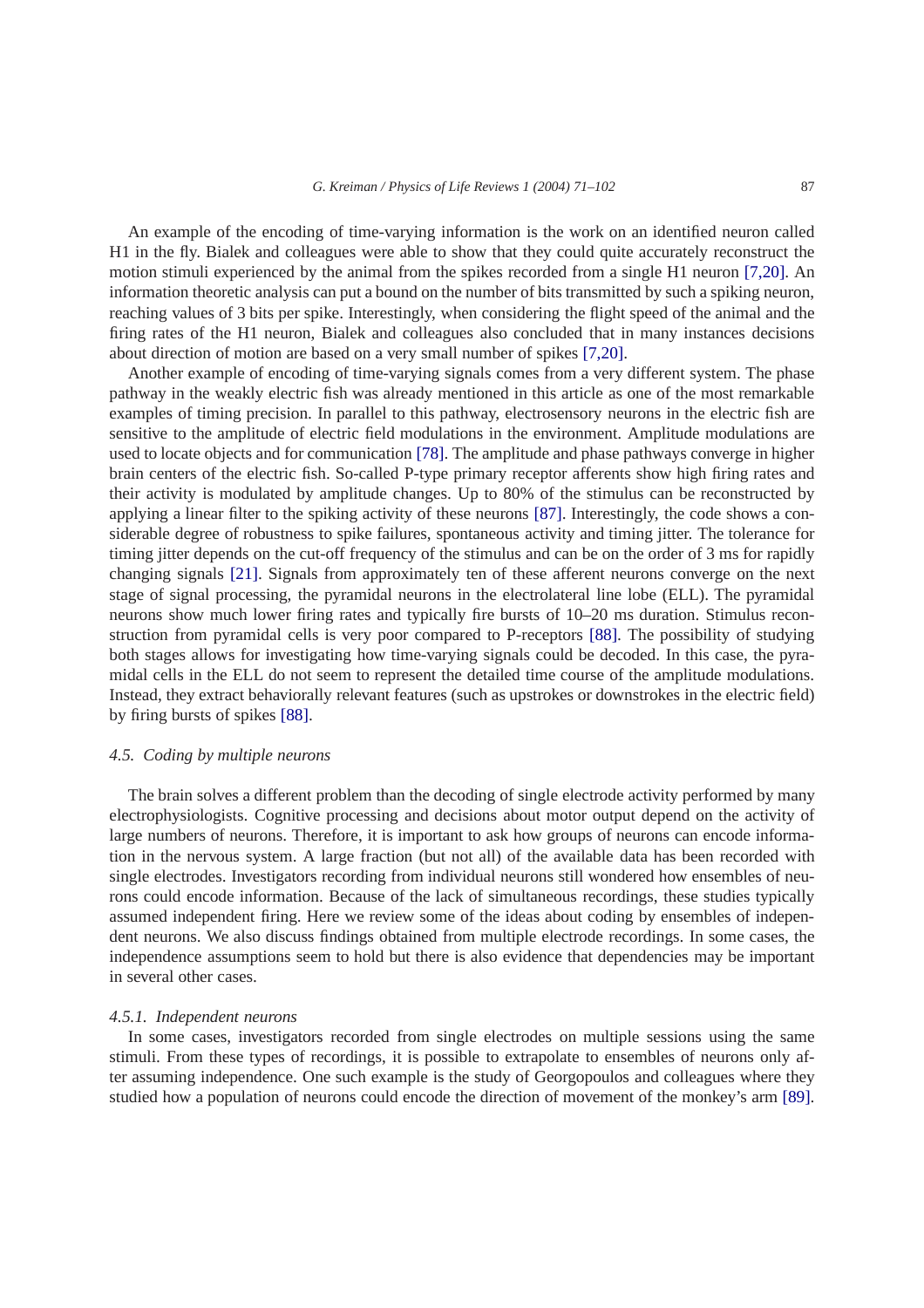An example of the encoding of time-varying information is the work on an identified neuron called H1 in the fly. Bialek and colleagues were able to show that they could quite accurately reconstruct the motion stimuli experienced by the animal from the spikes recorded from a single H1 neuron [7,20]. An information theoretic analysis can put a bound on the number of bits transmitted by such a spiking neuron, reaching values of 3 bits per spike. Interestingly, when considering the flight speed of the animal and the firing rates of the H1 neuron, Bialek and colleagues also concluded that in many instances decisions about direction of motion are based on a very small number of spikes [7,20].

Another example of encoding of time-varying signals comes from a very different system. The phase pathway in the weakly electric fish was already mentioned in this article as one of the most remarkable examples of timing precision. In parallel to this pathway, electrosensory neurons in the electric fish are sensitive to the amplitude of electric field modulations in the environment. Amplitude modulations are used to locate objects and for communication [78]. The amplitude and phase pathways converge in higher brain centers of the electric fish. So-called P-type primary receptor afferents show high firing rates and their activity is modulated by amplitude changes. Up to 80% of the stimulus can be reconstructed by applying a linear filter to the spiking activity of these neurons [87]. Interestingly, the code shows a considerable degree of robustness to spike failures, spontaneous activity and timing jitter. The tolerance for timing jitter depends on the cut-off frequency of the stimulus and can be on the order of 3 ms for rapidly changing signals [21]. Signals from approximately ten of these afferent neurons converge on the next stage of signal processing, the pyramidal neurons in the electrolateral line lobe (ELL). The pyramidal neurons show much lower firing rates and typically fire bursts of 10–20 ms duration. Stimulus reconstruction from pyramidal cells is very poor compared to P-receptors [88]. The possibility of studying both stages allows for investigating how time-varying signals could be decoded. In this case, the pyramidal cells in the ELL do not seem to represent the detailed time course of the amplitude modulations. Instead, they extract behaviorally relevant features (such as upstrokes or downstrokes in the electric field) by firing bursts of spikes [88].

### *4.5. Coding by multiple neurons*

The brain solves a different problem than the decoding of single electrode activity performed by many electrophysiologists. Cognitive processing and decisions about motor output depend on the activity of large numbers of neurons. Therefore, it is important to ask how groups of neurons can encode information in the nervous system. A large fraction (but not all) of the available data has been recorded with single electrodes. Investigators recording from individual neurons still wondered how ensembles of neurons could encode information. Because of the lack of simultaneous recordings, these studies typically assumed independent firing. Here we review some of the ideas about coding by ensembles of independent neurons. We also discuss findings obtained from multiple electrode recordings. In some cases, the independence assumptions seem to hold but there is also evidence that dependencies may be important in several other cases.

#### *4.5.1. Independent neurons*

In some cases, investigators recorded from single electrodes on multiple sessions using the same stimuli. From these types of recordings, it is possible to extrapolate to ensembles of neurons only after assuming independence. One such example is the study of Georgopoulos and colleagues where they studied how a population of neurons could encode the direction of movement of the monkey's arm [89].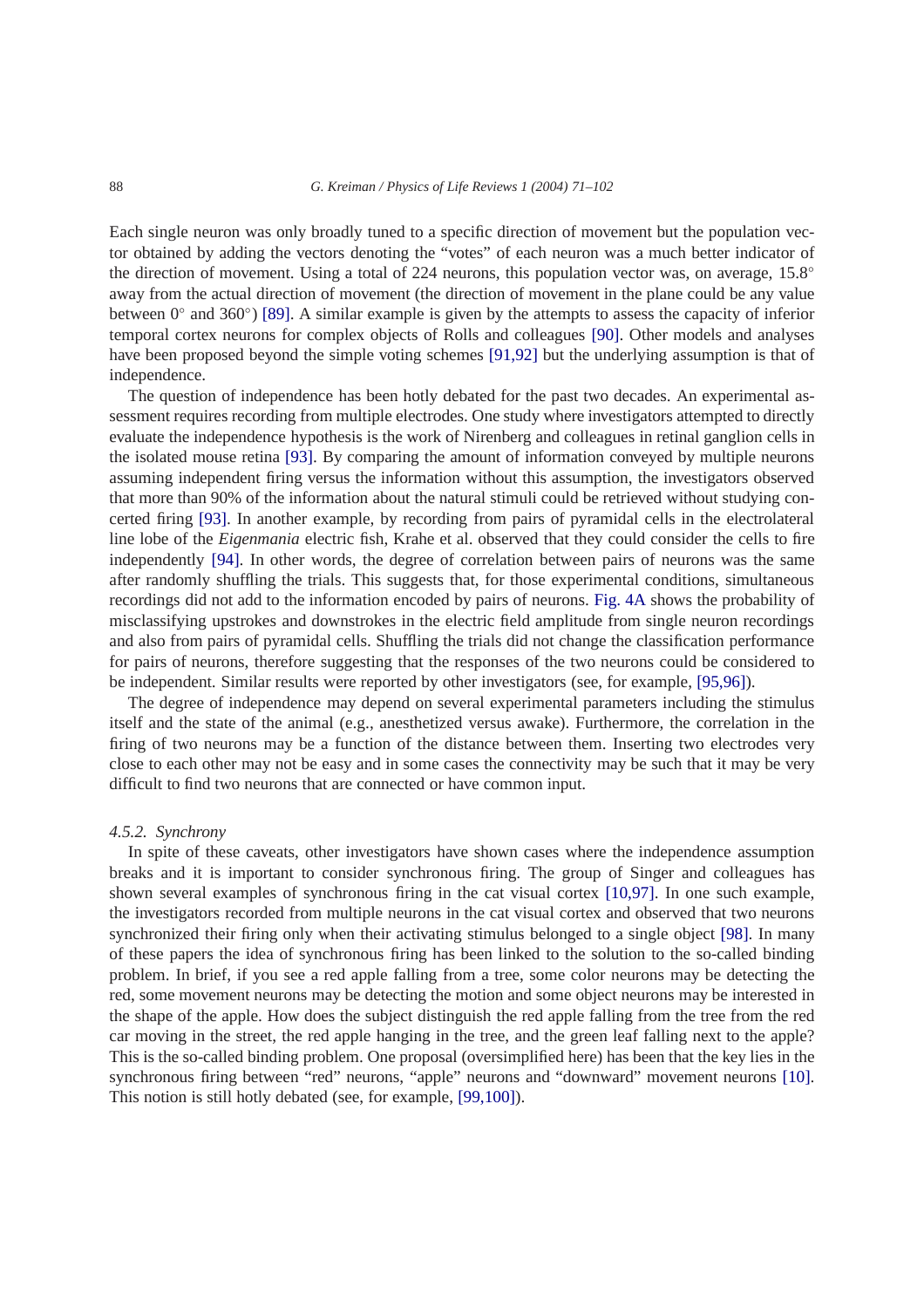Each single neuron was only broadly tuned to a specific direction of movement but the population vector obtained by adding the vectors denoting the "votes" of each neuron was a much better indicator of the direction of movement. Using a total of 224 neurons, this population vector was, on average, 15.8° away from the actual direction of movement (the direction of movement in the plane could be any value between 0° and 360°) [89]. A similar example is given by the attempts to assess the capacity of inferior temporal cortex neurons for complex objects of Rolls and colleagues [90]. Other models and analyses have been proposed beyond the simple voting schemes [91,92] but the underlying assumption is that of independence.

The question of independence has been hotly debated for the past two decades. An experimental assessment requires recording from multiple electrodes. One study where investigators attempted to directly evaluate the independence hypothesis is the work of Nirenberg and colleagues in retinal ganglion cells in the isolated mouse retina [93]. By comparing the amount of information conveyed by multiple neurons assuming independent firing versus the information without this assumption, the investigators observed that more than 90% of the information about the natural stimuli could be retrieved without studying concerted firing [93]. In another example, by recording from pairs of pyramidal cells in the electrolateral line lobe of the *Eigenmania* electric fish, Krahe et al. observed that they could consider the cells to fire independently [94]. In other words, the degree of correlation between pairs of neurons was the same after randomly shuffling the trials. This suggests that, for those experimental conditions, simultaneous recordings did not add to the information encoded by pairs of neurons. Fig. 4A shows the probability of misclassifying upstrokes and downstrokes in the electric field amplitude from single neuron recordings and also from pairs of pyramidal cells. Shuffling the trials did not change the classification performance for pairs of neurons, therefore suggesting that the responses of the two neurons could be considered to be independent. Similar results were reported by other investigators (see, for example, [95,96]).

The degree of independence may depend on several experimental parameters including the stimulus itself and the state of the animal (e.g., anesthetized versus awake). Furthermore, the correlation in the firing of two neurons may be a function of the distance between them. Inserting two electrodes very close to each other may not be easy and in some cases the connectivity may be such that it may be very difficult to find two neurons that are connected or have common input.

#### *4.5.2. Synchrony*

In spite of these caveats, other investigators have shown cases where the independence assumption breaks and it is important to consider synchronous firing. The group of Singer and colleagues has shown several examples of synchronous firing in the cat visual cortex [10,97]. In one such example, the investigators recorded from multiple neurons in the cat visual cortex and observed that two neurons synchronized their firing only when their activating stimulus belonged to a single object [98]. In many of these papers the idea of synchronous firing has been linked to the solution to the so-called binding problem. In brief, if you see a red apple falling from a tree, some color neurons may be detecting the red, some movement neurons may be detecting the motion and some object neurons may be interested in the shape of the apple. How does the subject distinguish the red apple falling from the tree from the red car moving in the street, the red apple hanging in the tree, and the green leaf falling next to the apple? This is the so-called binding problem. One proposal (oversimplified here) has been that the key lies in the synchronous firing between "red" neurons, "apple" neurons and "downward" movement neurons [10]. This notion is still hotly debated (see, for example, [99,100]).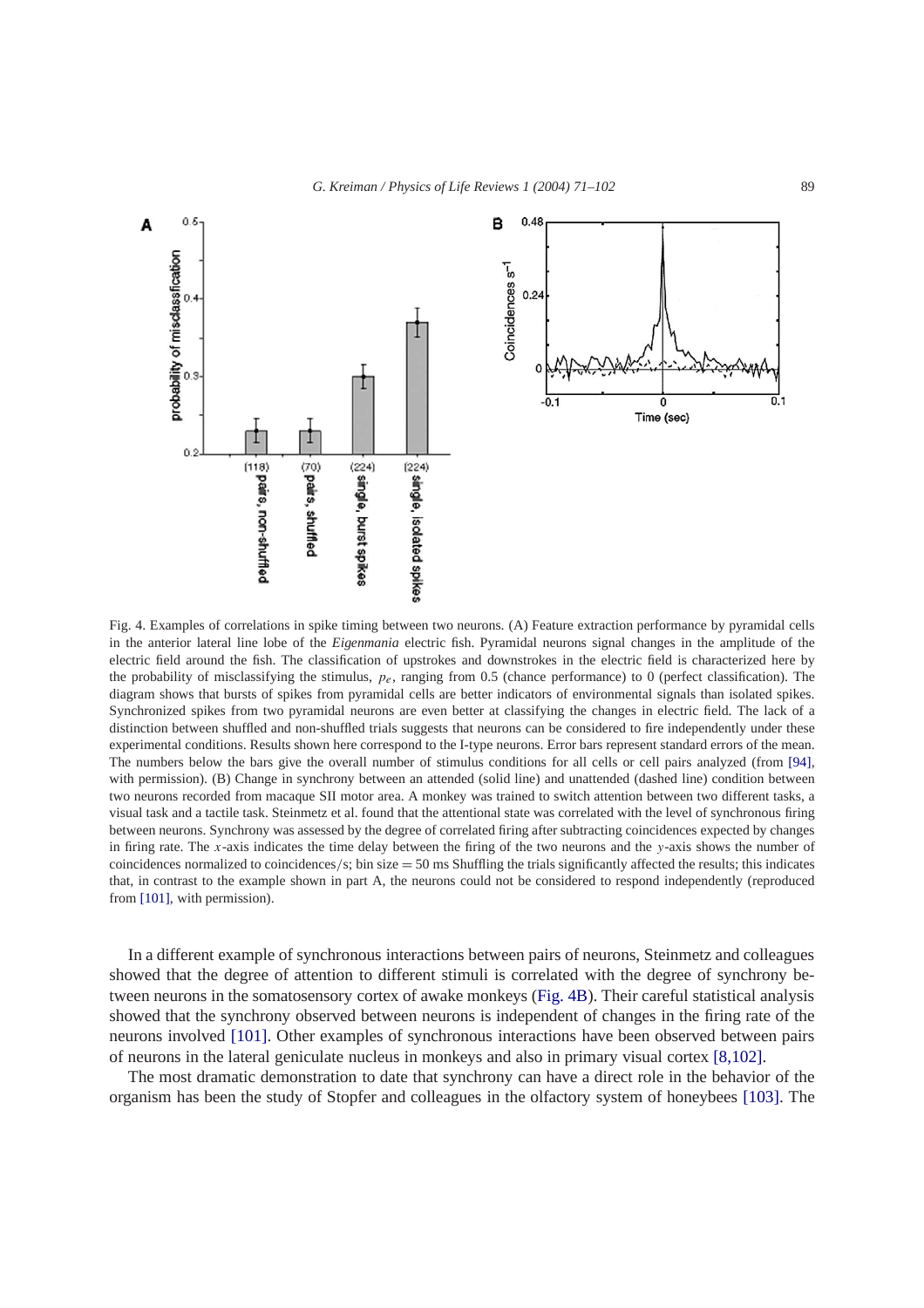A

probability of misclassification

0.5

0.4

0.3

0.2

(118) pairs, non-shuffled

(70) pairs, shuffled

(224) single, burst spikes

(224) single, isolated spikes

B

0.48

0.24

0

Coincidences $s^{-1}$

-0.1

0

0.1

Time (sec)

Fig. 4. Examples of correlations in spike timing between two neurons. (A) Feature extraction performance by pyramidal cells in the anterior lateral line lobe of the *Eigenmania* electric fish. Pyramidal neurons signal changes in the amplitude of the electric field around the fish. The classification of upstrokes and downstrokes in the electric field is characterized here by the probability of misclassifying the stimulus, $p_e$, ranging from 0.5 (chance performance) to 0 (perfect classification). The diagram shows that bursts of spikes from pyramidal cells are better indicators of environmental signals than isolated spikes. Synchronized spikes from two pyramidal neurons are even better at classifying the changes in electric field. The lack of a distinction between shuffled and non-shuffled trials suggests that neurons can be considered to fire independently under these experimental conditions. Results shown here correspond to the I-type neurons. Error bars represent standard errors of the mean. The numbers below the bars give the overall number of stimulus conditions for all cells or cell pairs analyzed (from [94], with permission). (B) Change in synchrony between an attended (solid line) and unattended (dashed line) condition between two neurons recorded from macaque SII motor area. A monkey was trained to switch attention between two different tasks, a visual task and a tactile task. Steinmetz et al. found that the attentional state was correlated with the level of synchronous firing between neurons. Synchrony was assessed by the degree of correlated firing after subtracting coincidences expected by changes in firing rate. The $x$-axis indicates the time delay between the firing of the two neurons and the $y$-axis shows the number of coincidences normalized to coincidences/s; bin size = 50 ms Shuffling the trials significantly affected the results; this indicates that, in contrast to the example shown in part A, the neurons could not be considered to respond independently (reproduced from [101], with permission).

In a different example of synchronous interactions between pairs of neurons, Steinmetz and colleagues showed that the degree of attention to different stimuli is correlated with the degree of synchrony between neurons in the somatosensory cortex of awake monkeys (Fig. 4B). Their careful statistical analysis showed that the synchrony observed between neurons is independent of changes in the firing rate of the neurons involved [101]. Other examples of synchronous interactions have been observed between pairs of neurons in the lateral geniculate nucleus in monkeys and also in primary visual cortex [8,102].

The most dramatic demonstration to date that synchrony can have a direct role in the behavior of the organism has been the study of Stopfer and colleagues in the olfactory system of honeybees [103]. The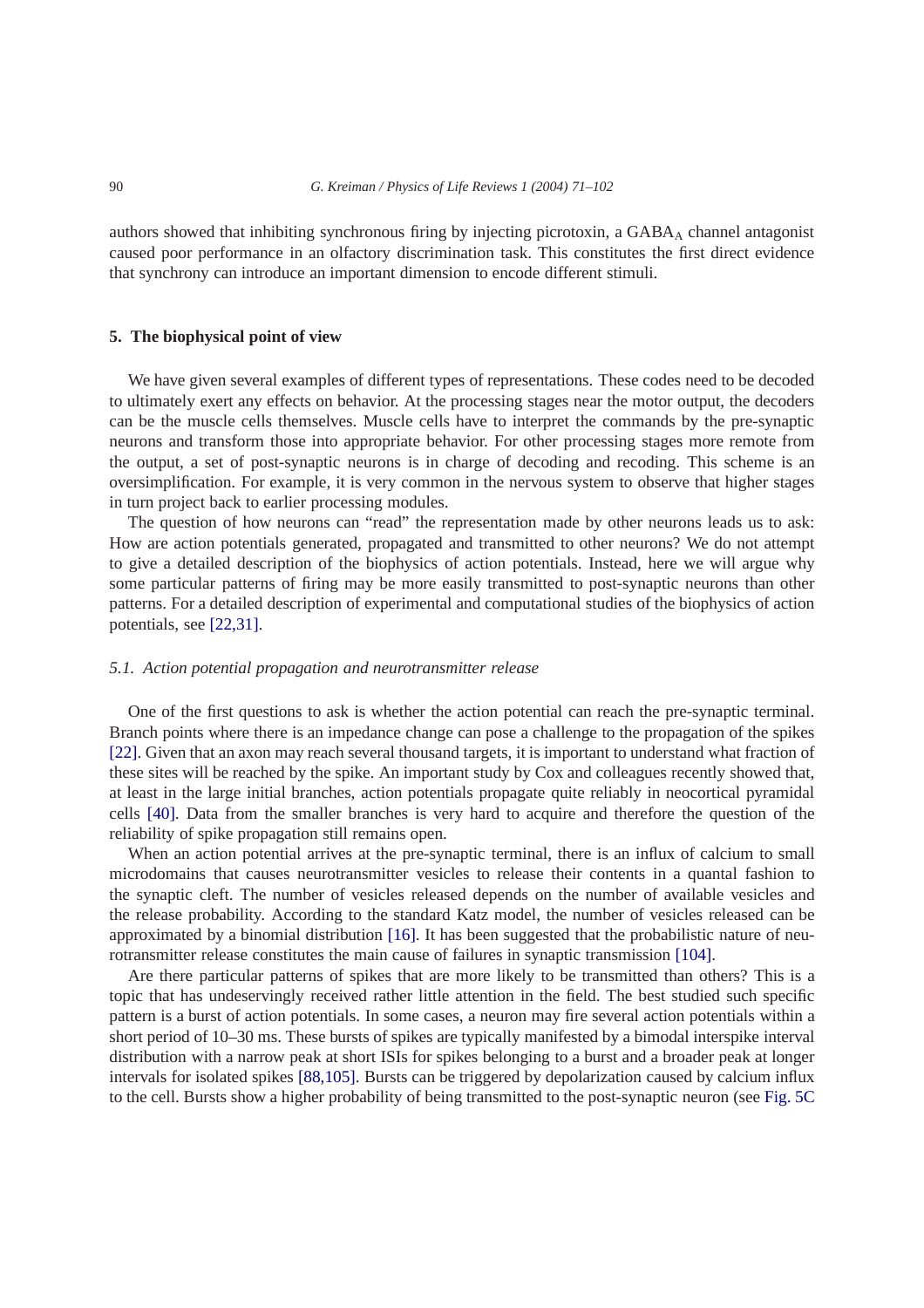authors showed that inhibiting synchronous firing by injecting picrotoxin, a $GABA_A$ channel antagonist caused poor performance in an olfactory discrimination task. This constitutes the first direct evidence that synchrony can introduce an important dimension to encode different stimuli.

## 5. The biophysical point of view

We have given several examples of different types of representations. These codes need to be decoded to ultimately exert any effects on behavior. At the processing stages near the motor output, the decoders can be the muscle cells themselves. Muscle cells have to interpret the commands by the pre-synaptic neurons and transform those into appropriate behavior. For other processing stages more remote from the output, a set of post-synaptic neurons is in charge of decoding and recoding. This scheme is an oversimplification. For example, it is very common in the nervous system to observe that higher stages in turn project back to earlier processing modules.

The question of how neurons can "read" the representation made by other neurons leads us to ask: How are action potentials generated, propagated and transmitted to other neurons? We do not attempt to give a detailed description of the biophysics of action potentials. Instead, here we will argue why some particular patterns of firing may be more easily transmitted to post-synaptic neurons than other patterns. For a detailed description of experimental and computational studies of the biophysics of action potentials, see [22,31].

### *5.1. Action potential propagation and neurotransmitter release*

One of the first questions to ask is whether the action potential can reach the pre-synaptic terminal. Branch points where there is an impedance change can pose a challenge to the propagation of the spikes [22]. Given that an axon may reach several thousand targets, it is important to understand what fraction of these sites will be reached by the spike. An important study by Cox and colleagues recently showed that, at least in the large initial branches, action potentials propagate quite reliably in neocortical pyramidal cells [40]. Data from the smaller branches is very hard to acquire and therefore the question of the reliability of spike propagation still remains open.

When an action potential arrives at the pre-synaptic terminal, there is an influx of calcium to small microdomains that causes neurotransmitter vesicles to release their contents in a quantal fashion to the synaptic cleft. The number of vesicles released depends on the number of available vesicles and the release probability. According to the standard Katz model, the number of vesicles released can be approximated by a binomial distribution [16]. It has been suggested that the probabilistic nature of neurotransmitter release constitutes the main cause of failures in synaptic transmission [104].

Are there particular patterns of spikes that are more likely to be transmitted than others? This is a topic that has undeservingly received rather little attention in the field. The best studied such specific pattern is a burst of action potentials. In some cases, a neuron may fire several action potentials within a short period of 10–30 ms. These bursts of spikes are typically manifested by a bimodal interspike interval distribution with a narrow peak at short ISIs for spikes belonging to a burst and a broader peak at longer intervals for isolated spikes [88,105]. Bursts can be triggered by depolarization caused by calcium influx to the cell. Bursts show a higher probability of being transmitted to the post-synaptic neuron (see Fig. 5C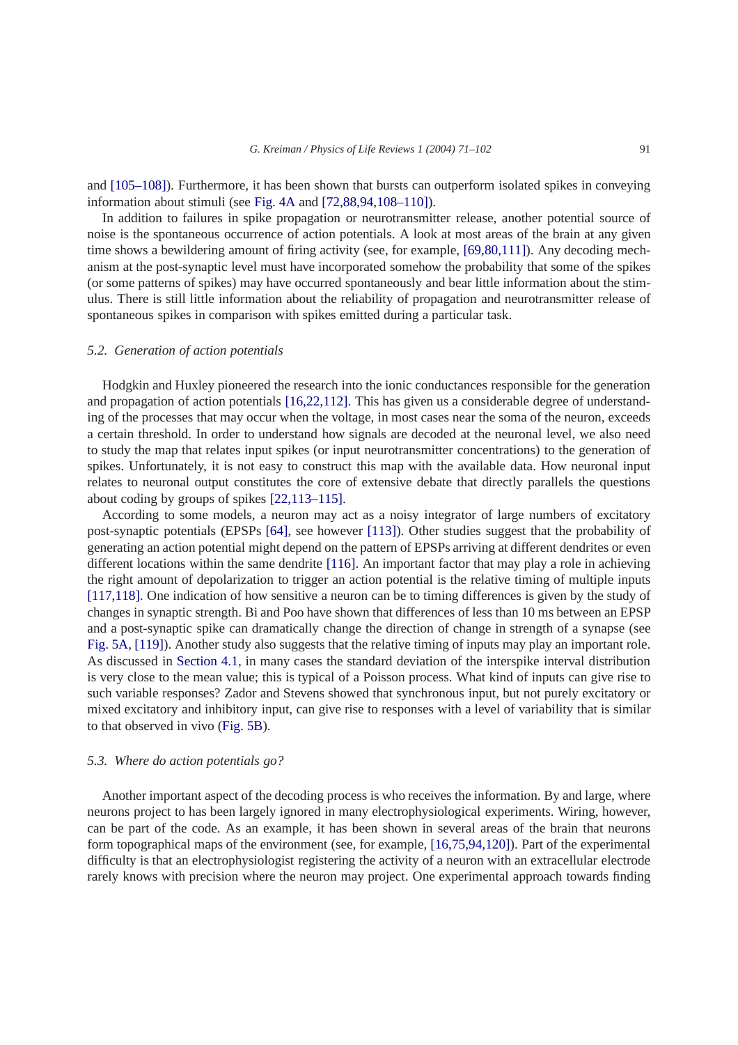and [105–108]). Furthermore, it has been shown that bursts can outperform isolated spikes in conveying information about stimuli (see Fig. 4A and [72,88,94,108–110]).

In addition to failures in spike propagation or neurotransmitter release, another potential source of noise is the spontaneous occurrence of action potentials. A look at most areas of the brain at any given time shows a bewildering amount of firing activity (see, for example, [69,80,111]). Any decoding mechanism at the post-synaptic level must have incorporated somehow the probability that some of the spikes (or some patterns of spikes) may have occurred spontaneously and bear little information about the stimulus. There is still little information about the reliability of propagation and neurotransmitter release of spontaneous spikes in comparison with spikes emitted during a particular task.

### *5.2. Generation of action potentials*

Hodgkin and Huxley pioneered the research into the ionic conductances responsible for the generation and propagation of action potentials [16,22,112]. This has given us a considerable degree of understanding of the processes that may occur when the voltage, in most cases near the soma of the neuron, exceeds a certain threshold. In order to understand how signals are decoded at the neuronal level, we also need to study the map that relates input spikes (or input neurotransmitter concentrations) to the generation of spikes. Unfortunately, it is not easy to construct this map with the available data. How neuronal input relates to neuronal output constitutes the core of extensive debate that directly parallels the questions about coding by groups of spikes [22,113–115].

According to some models, a neuron may act as a noisy integrator of large numbers of excitatory post-synaptic potentials (EPSPs [64], see however [113]). Other studies suggest that the probability of generating an action potential might depend on the pattern of EPSPs arriving at different dendrites or even different locations within the same dendrite [116]. An important factor that may play a role in achieving the right amount of depolarization to trigger an action potential is the relative timing of multiple inputs [117,118]. One indication of how sensitive a neuron can be to timing differences is given by the study of changes in synaptic strength. Bi and Poo have shown that differences of less than 10 ms between an EPSP and a post-synaptic spike can dramatically change the direction of change in strength of a synapse (see Fig. 5A, [119]). Another study also suggests that the relative timing of inputs may play an important role. As discussed in Section 4.1, in many cases the standard deviation of the interspike interval distribution is very close to the mean value; this is typical of a Poisson process. What kind of inputs can give rise to such variable responses? Zador and Stevens showed that synchronous input, but not purely excitatory or mixed excitatory and inhibitory input, can give rise to responses with a level of variability that is similar to that observed in vivo (Fig. 5B).

### *5.3. Where do action potentials go?*

Another important aspect of the decoding process is who receives the information. By and large, where neurons project to has been largely ignored in many electrophysiological experiments. Wiring, however, can be part of the code. As an example, it has been shown in several areas of the brain that neurons form topographical maps of the environment (see, for example, [16,75,94,120]). Part of the experimental difficulty is that an electrophysiologist registering the activity of a neuron with an extracellular electrode rarely knows with precision where the neuron may project. One experimental approach towards finding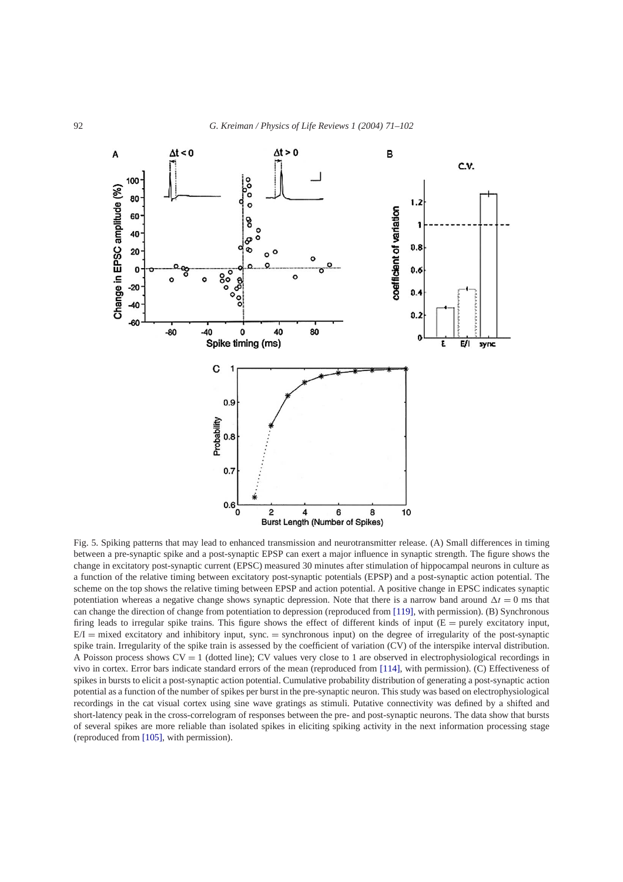Fig. 5. Spiking patterns that may lead to enhanced transmission and neurotransmitter release. (A) Small differences in timing between a pre-synaptic spike and a post-synaptic EPSP can exert a major influence in synaptic strength. The figure shows the change in excitatory post-synaptic current (EPSC) measured 30 minutes after stimulation of hippocampal neurons in culture as a function of the relative timing between excitatory post-synaptic potentials (EPSP) and a post-synaptic action potential. The scheme on the top shows the relative timing between EPSP and action potential. A positive change in EPSC indicates synaptic potentiation whereas a negative change shows synaptic depression. Note that there is a narrow band around $\Delta t = 0$ ms that can change the direction of change from potentiation to depression (reproduced from [119], with permission). (B) Synchronous firing leads to irregular spike trains. This figure shows the effect of different kinds of input (E = purely excitatory input, E/I = mixed excitatory and inhibitory input, sync. = synchronous input) on the degree of irregularity of the post-synaptic spike train. Irregularity of the spike train is assessed by the coefficient of variation (CV) of the interspike interval distribution. A Poisson process shows CV = 1 (dotted line); CV values very close to 1 are observed in electrophysiological recordings in vivo in cortex. Error bars indicate standard errors of the mean (reproduced from [114], with permission). (C) Effectiveness of spikes in bursts to elicit a post-synaptic action potential. Cumulative probability distribution of generating a post-synaptic action potential as a function of the number of spikes per burst in the pre-synaptic neuron. This study was based on electrophysiological recordings in the cat visual cortex using sine wave gratings as stimuli. Putative connectivity was defined by a shifted and short-latency peak in the cross-correlogram of responses between the pre- and post-synaptic neurons. The data show that bursts of several spikes are more reliable than isolated spikes in eliciting spiking activity in the next information processing stage (reproduced from [105], with permission).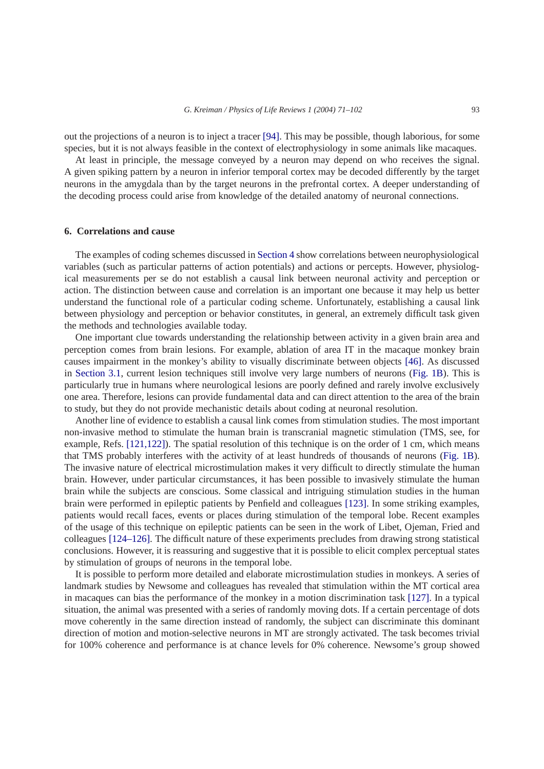out the projections of a neuron is to inject a tracer [94]. This may be possible, though laborious, for some species, but it is not always feasible in the context of electrophysiology in some animals like macaques.

At least in principle, the message conveyed by a neuron may depend on who receives the signal. A given spiking pattern by a neuron in inferior temporal cortex may be decoded differently by the target neurons in the amygdala than by the target neurons in the prefrontal cortex. A deeper understanding of the decoding process could arise from knowledge of the detailed anatomy of neuronal connections.

## 6. Correlations and cause

The examples of coding schemes discussed in Section 4 show correlations between neurophysiological variables (such as particular patterns of action potentials) and actions or percepts. However, physiological measurements per se do not establish a causal link between neuronal activity and perception or action. The distinction between cause and correlation is an important one because it may help us better understand the functional role of a particular coding scheme. Unfortunately, establishing a causal link between physiology and perception or behavior constitutes, in general, an extremely difficult task given the methods and technologies available today.

One important clue towards understanding the relationship between activity in a given brain area and perception comes from brain lesions. For example, ablation of area IT in the macaque monkey brain causes impairment in the monkey's ability to visually discriminate between objects [46]. As discussed in Section 3.1, current lesion techniques still involve very large numbers of neurons (Fig. 1B). This is particularly true in humans where neurological lesions are poorly defined and rarely involve exclusively one area. Therefore, lesions can provide fundamental data and can direct attention to the area of the brain to study, but they do not provide mechanistic details about coding at neuronal resolution.

Another line of evidence to establish a causal link comes from stimulation studies. The most important non-invasive method to stimulate the human brain is transcranial magnetic stimulation (TMS, see, for example, Refs. [121,122]). The spatial resolution of this technique is on the order of 1 cm, which means that TMS probably interferes with the activity of at least hundreds of thousands of neurons (Fig. 1B). The invasive nature of electrical microstimulation makes it very difficult to directly stimulate the human brain. However, under particular circumstances, it has been possible to invasively stimulate the human brain while the subjects are conscious. Some classical and intriguing stimulation studies in the human brain were performed in epileptic patients by Penfield and colleagues [123]. In some striking examples, patients would recall faces, events or places during stimulation of the temporal lobe. Recent examples of the usage of this technique on epileptic patients can be seen in the work of Libet, Ojeman, Fried and colleagues [124–126]. The difficult nature of these experiments precludes from drawing strong statistical conclusions. However, it is reassuring and suggestive that it is possible to elicit complex perceptual states by stimulation of groups of neurons in the temporal lobe.

It is possible to perform more detailed and elaborate microstimulation studies in monkeys. A series of landmark studies by Newsome and colleagues has revealed that stimulation within the MT cortical area in macaques can bias the performance of the monkey in a motion discrimination task [127]. In a typical situation, the animal was presented with a series of randomly moving dots. If a certain percentage of dots move coherently in the same direction instead of randomly, the subject can discriminate this dominant direction of motion and motion-selective neurons in MT are strongly activated. The task becomes trivial for 100% coherence and performance is at chance levels for 0% coherence. Newsome's group showed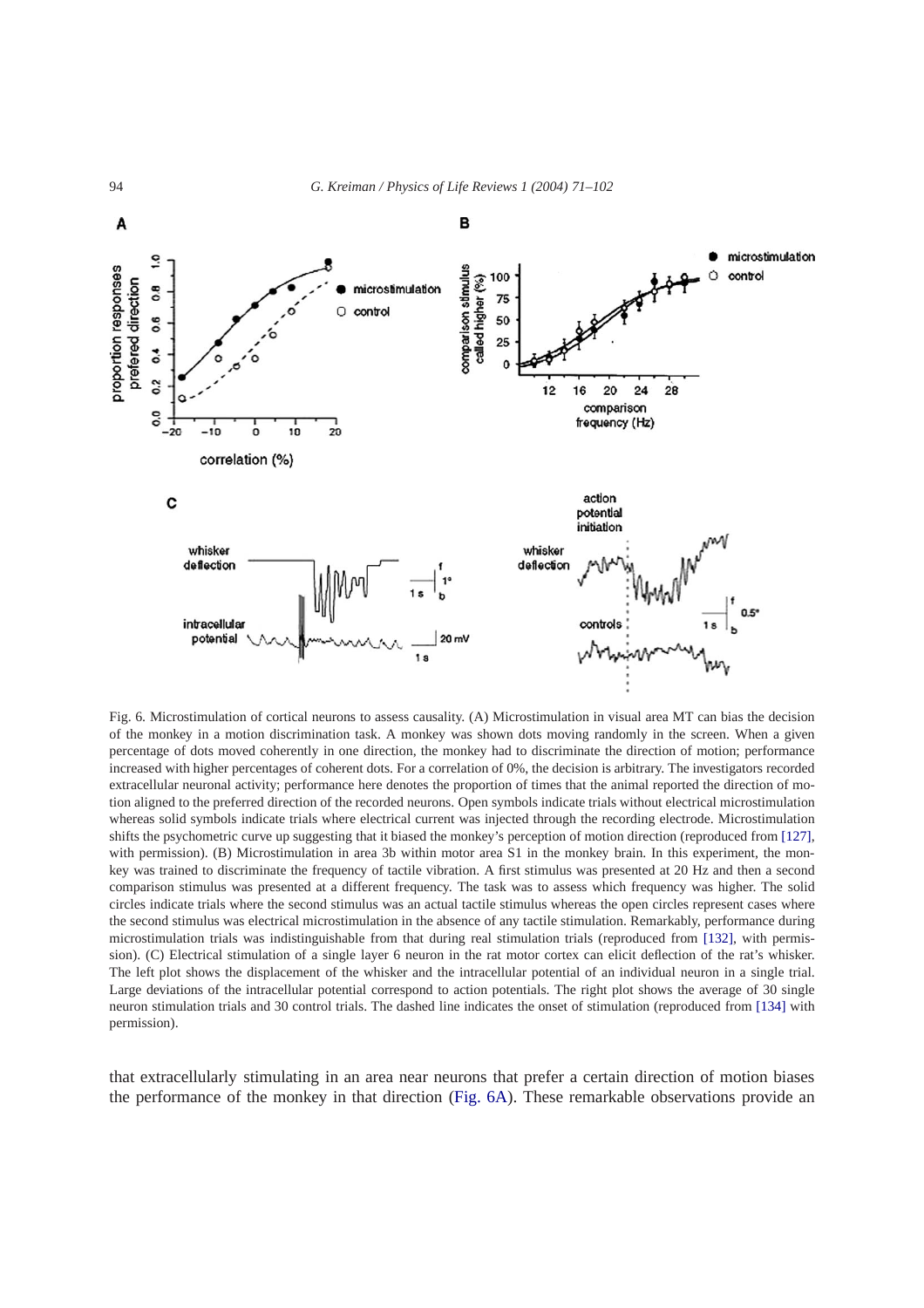Fig. 6. Microstimulation of cortical neurons to assess causality. (A) Microstimulation in visual area MT can bias the decision of the monkey in a motion discrimination task. A monkey was shown dots moving randomly in the screen. When a given percentage of dots moved coherently in one direction, the monkey had to discriminate the direction of motion; performance increased with higher percentages of coherent dots. For a correlation of 0%, the decision is arbitrary. The investigators recorded extracellular neuronal activity; performance here denotes the proportion of times that the animal reported the direction of motion aligned to the preferred direction of the recorded neurons. Open symbols indicate trials without electrical microstimulation whereas solid symbols indicate trials where electrical current was injected through the recording electrode. Microstimulation shifts the psychometric curve up suggesting that it biased the monkey's perception of motion direction (reproduced from [127], with permission). (B) Microstimulation in area 3b within motor area S1 in the monkey brain. In this experiment, the monkey was trained to discriminate the frequency of tactile vibration. A first stimulus was presented at 20 Hz and then a second comparison stimulus was presented at a different frequency. The task was to assess which frequency was higher. The solid circles indicate trials where the second stimulus was an actual tactile stimulus whereas the open circles represent cases where the second stimulus was electrical microstimulation in the absence of any tactile stimulation. Remarkably, performance during microstimulation trials was indistinguishable from that during real stimulation trials (reproduced from [132], with permission). (C) Electrical stimulation of a single layer 6 neuron in the rat motor cortex can elicit deflection of the rat's whisker. The left plot shows the displacement of the whisker and the intracellular potential of an individual neuron in a single trial. Large deviations of the intracellular potential correspond to action potentials. The right plot shows the average of 30 single neuron stimulation trials and 30 control trials. The dashed line indicates the onset of stimulation (reproduced from [134] with permission).

that extracellularly stimulating in an area near neurons that prefer a certain direction of motion biases the performance of the monkey in that direction (Fig. 6A). These remarkable observations provide an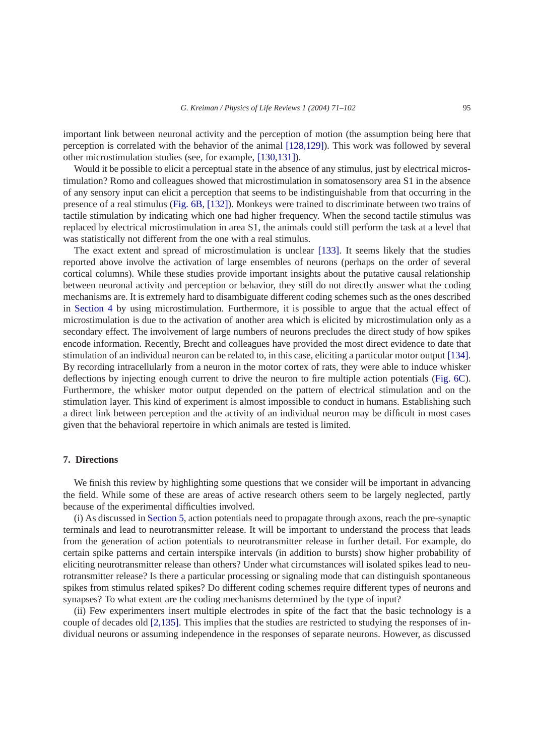important link between neuronal activity and the perception of motion (the assumption being here that perception is correlated with the behavior of the animal [128,129]). This work was followed by several other microstimulation studies (see, for example, [130,131]).

Would it be possible to elicit a perceptual state in the absence of any stimulus, just by electrical microstimulation? Romo and colleagues showed that microstimulation in somatosensory area S1 in the absence of any sensory input can elicit a perception that seems to be indistinguishable from that occurring in the presence of a real stimulus (Fig. 6B, [132]). Monkeys were trained to discriminate between two trains of tactile stimulation by indicating which one had higher frequency. When the second tactile stimulus was replaced by electrical microstimulation in area S1, the animals could still perform the task at a level that was statistically not different from the one with a real stimulus.

The exact extent and spread of microstimulation is unclear [133]. It seems likely that the studies reported above involve the activation of large ensembles of neurons (perhaps on the order of several cortical columns). While these studies provide important insights about the putative causal relationship between neuronal activity and perception or behavior, they still do not directly answer what the coding mechanisms are. It is extremely hard to disambiguate different coding schemes such as the ones described in Section 4 by using microstimulation. Furthermore, it is possible to argue that the actual effect of microstimulation is due to the activation of another area which is elicited by microstimulation only as a secondary effect. The involvement of large numbers of neurons precludes the direct study of how spikes encode information. Recently, Brecht and colleagues have provided the most direct evidence to date that stimulation of an individual neuron can be related to, in this case, eliciting a particular motor output [134]. By recording intracellularly from a neuron in the motor cortex of rats, they were able to induce whisker deflections by injecting enough current to drive the neuron to fire multiple action potentials (Fig. 6C). Furthermore, the whisker motor output depended on the pattern of electrical stimulation and on the stimulation layer. This kind of experiment is almost impossible to conduct in humans. Establishing such a direct link between perception and the activity of an individual neuron may be difficult in most cases given that the behavioral repertoire in which animals are tested is limited.

## 7. Directions

We finish this review by highlighting some questions that we consider will be important in advancing the field. While some of these are areas of active research others seem to be largely neglected, partly because of the experimental difficulties involved.

(i) As discussed in Section 5, action potentials need to propagate through axons, reach the pre-synaptic terminals and lead to neurotransmitter release. It will be important to understand the process that leads from the generation of action potentials to neurotransmitter release in further detail. For example, do certain spike patterns and certain interspike intervals (in addition to bursts) show higher probability of eliciting neurotransmitter release than others? Under what circumstances will isolated spikes lead to neurotransmitter release? Is there a particular processing or signaling mode that can distinguish spontaneous spikes from stimulus related spikes? Do different coding schemes require different types of neurons and synapses? To what extent are the coding mechanisms determined by the type of input?

(ii) Few experimenters insert multiple electrodes in spite of the fact that the basic technology is a couple of decades old [2,135]. This implies that the studies are restricted to studying the responses of individual neurons or assuming independence in the responses of separate neurons. However, as discussed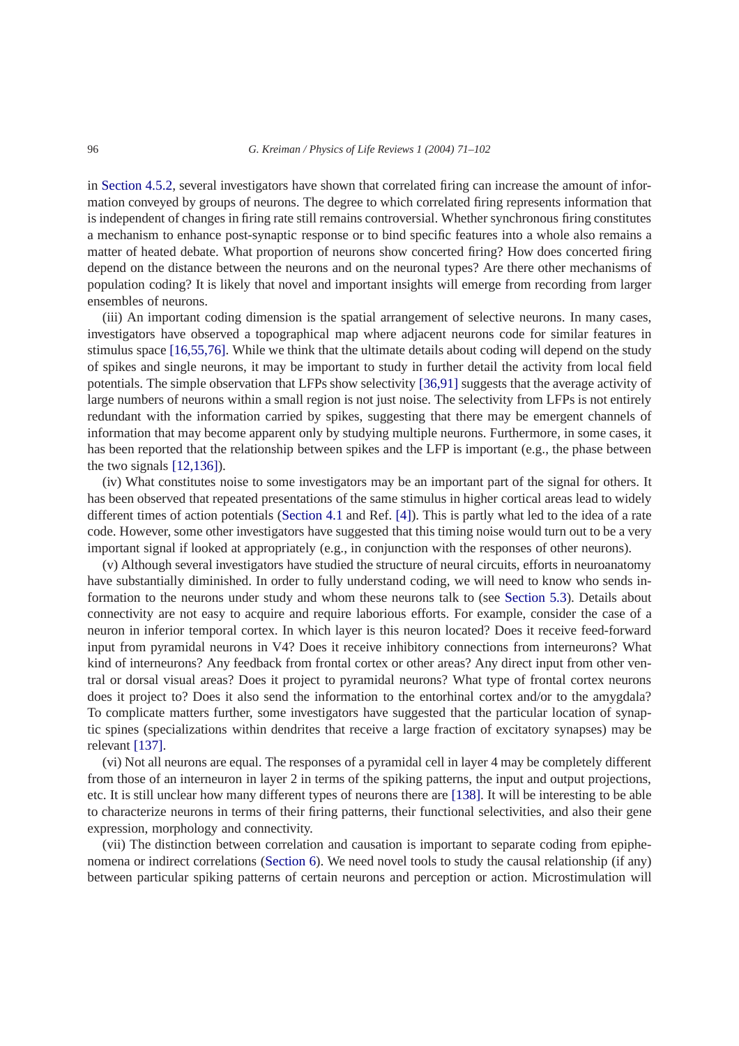in Section 4.5.2, several investigators have shown that correlated firing can increase the amount of information conveyed by groups of neurons. The degree to which correlated firing represents information that is independent of changes in firing rate still remains controversial. Whether synchronous firing constitutes a mechanism to enhance post-synaptic response or to bind specific features into a whole also remains a matter of heated debate. What proportion of neurons show concerted firing? How does concerted firing depend on the distance between the neurons and on the neuronal types? Are there other mechanisms of population coding? It is likely that novel and important insights will emerge from recording from larger ensembles of neurons.

(iii) An important coding dimension is the spatial arrangement of selective neurons. In many cases, investigators have observed a topographical map where adjacent neurons code for similar features in stimulus space [16,55,76]. While we think that the ultimate details about coding will depend on the study of spikes and single neurons, it may be important to study in further detail the activity from local field potentials. The simple observation that LFPs show selectivity [36,91] suggests that the average activity of large numbers of neurons within a small region is not just noise. The selectivity from LFPs is not entirely redundant with the information carried by spikes, suggesting that there may be emergent channels of information that may become apparent only by studying multiple neurons. Furthermore, in some cases, it has been reported that the relationship between spikes and the LFP is important (e.g., the phase between the two signals [12,136]).

(iv) What constitutes noise to some investigators may be an important part of the signal for others. It has been observed that repeated presentations of the same stimulus in higher cortical areas lead to widely different times of action potentials (Section 4.1 and Ref. [4]). This is partly what led to the idea of a rate code. However, some other investigators have suggested that this timing noise would turn out to be a very important signal if looked at appropriately (e.g., in conjunction with the responses of other neurons).

(v) Although several investigators have studied the structure of neural circuits, efforts in neuroanatomy have substantially diminished. In order to fully understand coding, we will need to know who sends information to the neurons under study and whom these neurons talk to (see Section 5.3). Details about connectivity are not easy to acquire and require laborious efforts. For example, consider the case of a neuron in inferior temporal cortex. In which layer is this neuron located? Does it receive feed-forward input from pyramidal neurons in V4? Does it receive inhibitory connections from interneurons? What kind of interneurons? Any feedback from frontal cortex or other areas? Any direct input from other ventral or dorsal visual areas? Does it project to pyramidal neurons? What type of frontal cortex neurons does it project to? Does it also send the information to the entorhinal cortex and/or to the amygdala? To complicate matters further, some investigators have suggested that the particular location of synaptic spines (specializations within dendrites that receive a large fraction of excitatory synapses) may be relevant [137].

(vi) Not all neurons are equal. The responses of a pyramidal cell in layer 4 may be completely different from those of an interneuron in layer 2 in terms of the spiking patterns, the input and output projections, etc. It is still unclear how many different types of neurons there are [138]. It will be interesting to be able to characterize neurons in terms of their firing patterns, their functional selectivities, and also their gene expression, morphology and connectivity.

(vii) The distinction between correlation and causation is important to separate coding from epiphenomena or indirect correlations (Section 6). We need novel tools to study the causal relationship (if any) between particular spiking patterns of certain neurons and perception or action. Microstimulation will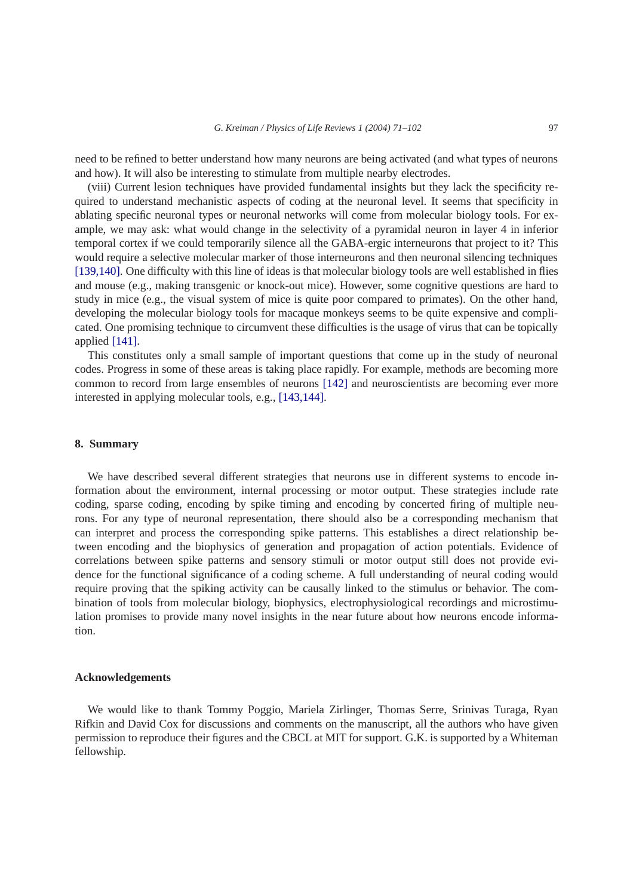need to be refined to better understand how many neurons are being activated (and what types of neurons and how). It will also be interesting to stimulate from multiple nearby electrodes.

(viii) Current lesion techniques have provided fundamental insights but they lack the specificity required to understand mechanistic aspects of coding at the neuronal level. It seems that specificity in ablating specific neuronal types or neuronal networks will come from molecular biology tools. For example, we may ask: what would change in the selectivity of a pyramidal neuron in layer 4 in inferior temporal cortex if we could temporarily silence all the GABA-ergic interneurons that project to it? This would require a selective molecular marker of those interneurons and then neuronal silencing techniques [139,140]. One difficulty with this line of ideas is that molecular biology tools are well established in flies and mouse (e.g., making transgenic or knock-out mice). However, some cognitive questions are hard to study in mice (e.g., the visual system of mice is quite poor compared to primates). On the other hand, developing the molecular biology tools for macaque monkeys seems to be quite expensive and complicated. One promising technique to circumvent these difficulties is the usage of virus that can be topically applied [141].

This constitutes only a small sample of important questions that come up in the study of neuronal codes. Progress in some of these areas is taking place rapidly. For example, methods are becoming more common to record from large ensembles of neurons [142] and neuroscientists are becoming ever more interested in applying molecular tools, e.g., [143,144].

## 8. Summary

We have described several different strategies that neurons use in different systems to encode information about the environment, internal processing or motor output. These strategies include rate coding, sparse coding, encoding by spike timing and encoding by concerted firing of multiple neurons. For any type of neuronal representation, there should also be a corresponding mechanism that can interpret and process the corresponding spike patterns. This establishes a direct relationship between encoding and the biophysics of generation and propagation of action potentials. Evidence of correlations between spike patterns and sensory stimuli or motor output still does not provide evidence for the functional significance of a coding scheme. A full understanding of neural coding would require proving that the spiking activity can be causally linked to the stimulus or behavior. The combination of tools from molecular biology, biophysics, electrophysiological recordings and microstimulation promises to provide many novel insights in the near future about how neurons encode information.

## Acknowledgements

We would like to thank Tommy Poggio, Mariela Zirlinger, Thomas Serre, Srinivas Turaga, Ryan Rifkin and David Cox for discussions and comments on the manuscript, all the authors who have given permission to reproduce their figures and the CBCL at MIT for support. G.K. is supported by a Whiteman fellowship.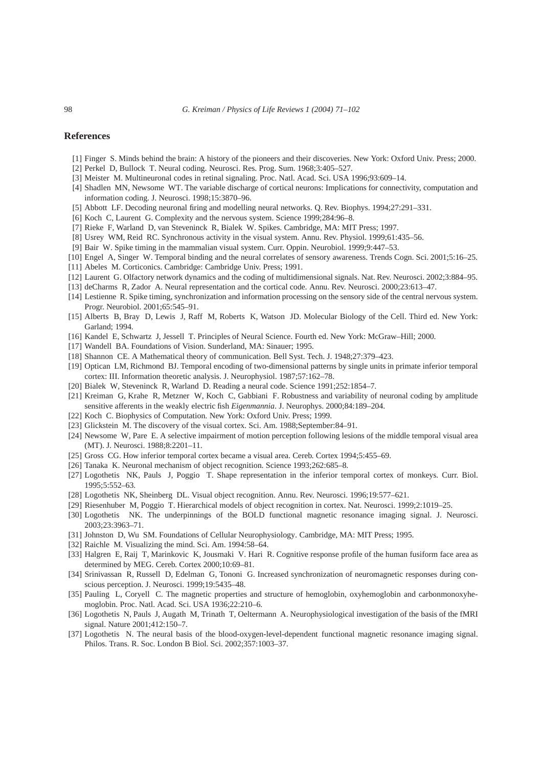## References

[1] Finger S. Minds behind the brain: A history of the pioneers and their discoveries. New York: Oxford Univ. Press; 2000.

[2] Perkel D, Bullock T. Neural coding. Neurosci. Res. Prog. Sum. 1968;3:405–527.

[3] Meister M. Multineuronal codes in retinal signaling. Proc. Natl. Acad. Sci. USA 1996;93:609–14.

[4] Shadlen MN, Newsome WT. The variable discharge of cortical neurons: Implications for connectivity, computation and information coding. J. Neurosci. 1998;15:3870–96.

[5] Abbott LF. Decoding neuronal firing and modelling neural networks. Q. Rev. Biophys. 1994;27:291–331.

[6] Koch C, Laurent G. Complexity and the nervous system. Science 1999;284:96–8.

[7] Rieke F, Warland D, van Steveninck R, Bialek W. Spikes. Cambridge, MA: MIT Press; 1997.

[8] Usrey WM, Reid RC. Synchronous activity in the visual system. Annu. Rev. Physiol. 1999;61:435–56.

[9] Bair W. Spike timing in the mammalian visual system. Curr. Oppin. Neurobiol. 1999;9:447–53.

[10] Engel A, Singer W. Temporal binding and the neural correlates of sensory awareness. Trends Cogn. Sci. 2001;5:16–25.

[11] Abeles M. Corticonics. Cambridge: Cambridge Univ. Press; 1991.

[12] Laurent G. Olfactory network dynamics and the coding of multidimensional signals. Nat. Rev. Neurosci. 2002;3:884–95.

[13] deCharms R, Zador A. Neural representation and the cortical code. Annu. Rev. Neurosci. 2000;23:613–47.

[14] Lestienne R. Spike timing, synchronization and information processing on the sensory side of the central nervous system. Progr. Neurobiol. 2001;65:545–91.

[15] Alberts B, Bray D, Lewis J, Raff M, Roberts K, Watson JD. Molecular Biology of the Cell. Third ed. New York: Garland; 1994.

[16] Kandel E, Schwartz J, Jessell T. Principles of Neural Science. Fourth ed. New York: McGraw–Hill; 2000.

[17] Wandell BA. Foundations of Vision. Sunderland, MA: Sinauer; 1995.

[18] Shannon CE. A Mathematical theory of communication. Bell Syst. Tech. J. 1948;27:379–423.

[19] Optican LM, Richmond BJ. Temporal encoding of two-dimensional patterns by single units in primate inferior temporal cortex: III. Information theoretic analysis. J. Neurophysiol. 1987;57:162–78.

[20] Bialek W, Steveninck R, Warland D. Reading a neural code. Science 1991;252:1854–7.

[21] Kreiman G, Krahe R, Metzner W, Koch C, Gabbiani F. Robustness and variability of neuronal coding by amplitude sensitive afferents in the weakly electric fish *Eigenmannia*. J. Neurophys. 2000;84:189–204.

[22] Koch C. Biophysics of Computation. New York: Oxford Univ. Press; 1999.

[23] Glickstein M. The discovery of the visual cortex. Sci. Am. 1988;September:84–91.

[24] Newsome W, Pare E. A selective impairment of motion perception following lesions of the middle temporal visual area (MT). J. Neurosci. 1988;8:2201–11.

[25] Gross CG. How inferior temporal cortex became a visual area. Cereb. Cortex 1994;5:455–69.

[26] Tanaka K. Neuronal mechanism of object recognition. Science 1993;262:685–8.

[27] Logothetis NK, Pauls J, Poggio T. Shape representation in the inferior temporal cortex of monkeys. Curr. Biol. 1995;5:552–63.

[28] Logothetis NK, Sheinberg DL. Visual object recognition. Annu. Rev. Neurosci. 1996;19:577–621.

[29] Riesenhuber M, Poggio T. Hierarchical models of object recognition in cortex. Nat. Neurosci. 1999;2:1019–25.

[30] Logothetis NK. The underpinnings of the BOLD functional magnetic resonance imaging signal. J. Neurosci. 2003;23:3963–71.

[31] Johnston D, Wu SM. Foundations of Cellular Neurophysiology. Cambridge, MA: MIT Press; 1995.

[32] Raichle M. Visualizing the mind. Sci. Am. 1994:58–64.

[33] Halgren E, Raij T, Marinkovic K, Jousmaki V. Hari R. Cognitive response profile of the human fusiform face area as determined by MEG. Cereb. Cortex 2000;10:69–81.

[34] Srinivassan R, Russell D, Edelman G, Tononi G. Increased synchronization of neuromagnetic responses during conscious perception. J. Neurosci. 1999;19:5435–48.

[35] Pauling L, Coryell C. The magnetic properties and structure of hemoglobin, oxyhemoglobin and carbonmonoxyhemoglobin. Proc. Natl. Acad. Sci. USA 1936;22:210–6.

[36] Logothetis N, Pauls J, Augath M, Trinath T, Oeltermann A. Neurophysiological investigation of the basis of the fMRI signal. Nature 2001;412:150–7.

[37] Logothetis N. The neural basis of the blood-oxygen-level-dependent functional magnetic resonance imaging signal. Philos. Trans. R. Soc. London B Biol. Sci. 2002;357:1003–37.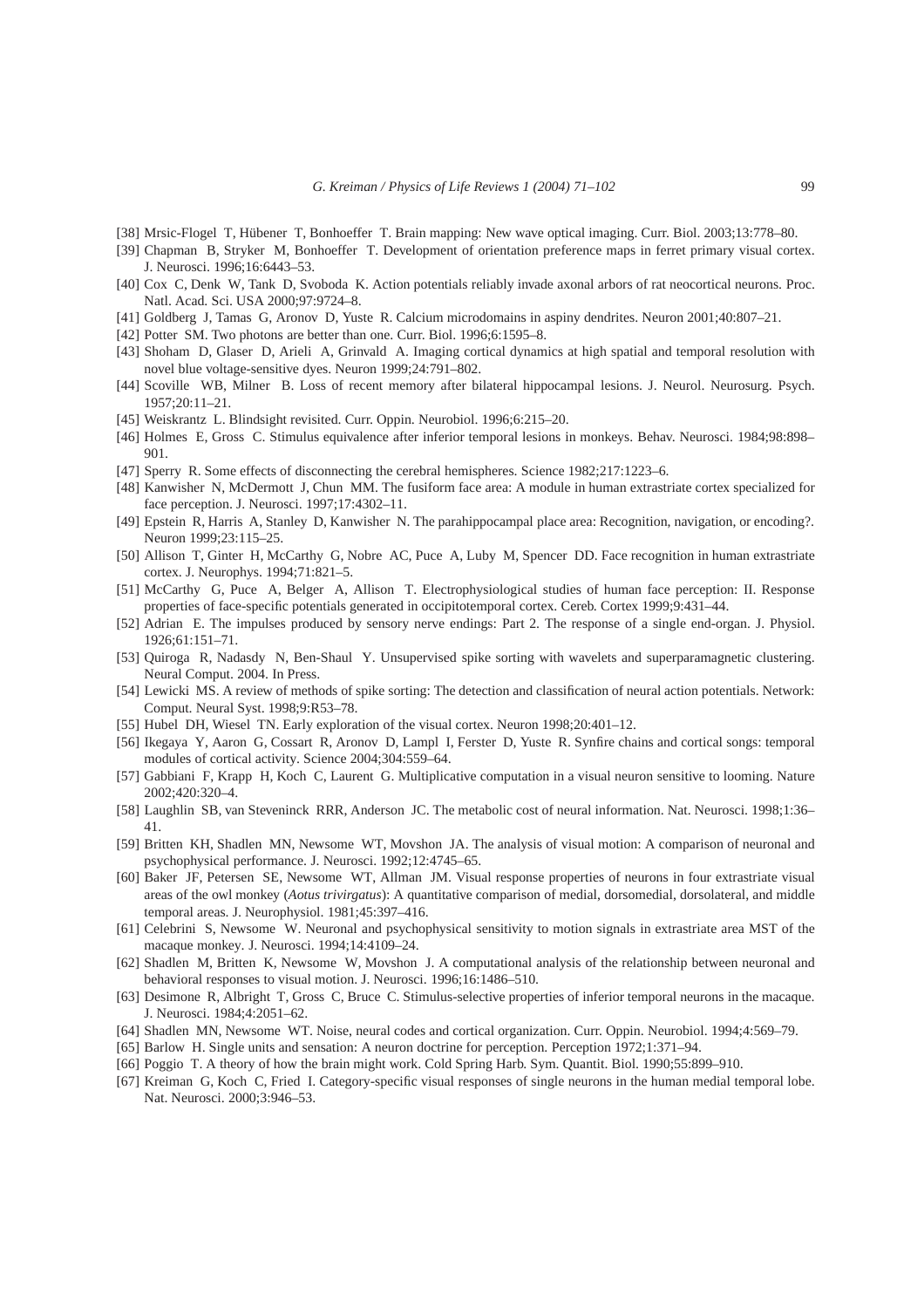[38] Mrsic-Flogel T, Hübener T, Bonhoeffer T. Brain mapping: New wave optical imaging. Curr. Biol. 2003;13:778–80.

[39] Chapman B, Stryker M, Bonhoeffer T. Development of orientation preference maps in ferret primary visual cortex. J. Neurosci. 1996;16:6443–53.

[40] Cox C, Denk W, Tank D, Svoboda K. Action potentials reliably invade axonal arbors of rat neocortical neurons. Proc. Natl. Acad. Sci. USA 2000;97:9724–8.

[41] Goldberg J, Tamas G, Aronov D, Yuste R. Calcium microdomains in aspiny dendrites. Neuron 2001;40:807–21.

[42] Potter SM. Two photons are better than one. Curr. Biol. 1996;6:1595–8.

[43] Shoham D, Glaser D, Arieli A, Grinvald A. Imaging cortical dynamics at high spatial and temporal resolution with novel blue voltage-sensitive dyes. Neuron 1999;24:791–802.

[44] Scoville WB, Milner B. Loss of recent memory after bilateral hippocampal lesions. J. Neurol. Neurosurg. Psych. 1957;20:11–21.

[45] Weiskrantz L. Blindsight revisited. Curr. Oppin. Neurobiol. 1996;6:215–20.

[46] Holmes E, Gross C. Stimulus equivalence after inferior temporal lesions in monkeys. Behav. Neurosci. 1984;98:898–901.

[47] Sperry R. Some effects of disconnecting the cerebral hemispheres. Science 1982;217:1223–6.

[48] Kanwisher N, McDermott J, Chun MM. The fusiform face area: A module in human extrastriate cortex specialized for face perception. J. Neurosci. 1997;17:4302–11.

[49] Epstein R, Harris A, Stanley D, Kanwisher N. The parahippocampal place area: Recognition, navigation, or encoding?. Neuron 1999;23:115–25.

[50] Allison T, Ginter H, McCarthy G, Nobre AC, Puce A, Luby M, Spencer DD. Face recognition in human extrastriate cortex. J. Neurophys. 1994;71:821–5.

[51] McCarthy G, Puce A, Belger A, Allison T. Electrophysiological studies of human face perception: II. Response properties of face-specific potentials generated in occipitotemporal cortex. Cereb. Cortex 1999;9:431–44.

[52] Adrian E. The impulses produced by sensory nerve endings: Part 2. The response of a single end-organ. J. Physiol. 1926;61:151–71.

[53] Quiroga R, Nadasdy N, Ben-Shaul Y. Unsupervised spike sorting with wavelets and superparamagnetic clustering. Neural Comput. 2004. In Press.

[54] Lewicki MS. A review of methods of spike sorting: The detection and classification of neural action potentials. Network: Comput. Neural Syst. 1998;9:R53–78.

[55] Hubel DH, Wiesel TN. Early exploration of the visual cortex. Neuron 1998;20:401–12.

[56] Ikegaya Y, Aaron G, Cossart R, Aronov D, Lampl I, Ferster D, Yuste R. Synfire chains and cortical songs: temporal modules of cortical activity. Science 2004;304:559–64.

[57] Gabbiani F, Krapp H, Koch C, Laurent G. Multiplicative computation in a visual neuron sensitive to looming. Nature 2002;420:320–4.

[58] Laughlin SB, van Steveninck RRR, Anderson JC. The metabolic cost of neural information. Nat. Neurosci. 1998;1:36–41.

[59] Britten KH, Shadlen MN, Newsome WT, Movshon JA. The analysis of visual motion: A comparison of neuronal and psychophysical performance. J. Neurosci. 1992;12:4745–65.

[60] Baker JF, Petersen SE, Newsome WT, Allman JM. Visual response properties of neurons in four extrastriate visual areas of the owl monkey (*Aotus trivirgatus*): A quantitative comparison of medial, dorsomedial, dorsolateral, and middle temporal areas. J. Neurophysiol. 1981;45:397–416.

[61] Celebrini S, Newsome W. Neuronal and psychophysical sensitivity to motion signals in extrastriate area MST of the macaque monkey. J. Neurosci. 1994;14:4109–24.

[62] Shadlen M, Britten K, Newsome W, Movshon J. A computational analysis of the relationship between neuronal and behavioral responses to visual motion. J. Neurosci. 1996;16:1486–510.

[63] Desimone R, Albright T, Gross C, Bruce C. Stimulus-selective properties of inferior temporal neurons in the macaque. J. Neurosci. 1984;4:2051–62.

[64] Shadlen MN, Newsome WT. Noise, neural codes and cortical organization. Curr. Oppin. Neurobiol. 1994;4:569–79.

[65] Barlow H. Single units and sensation: A neuron doctrine for perception. Perception 1972;1:371–94.

[66] Poggio T. A theory of how the brain might work. Cold Spring Harb. Sym. Quantit. Biol. 1990;55:899–910.

[67] Kreiman G, Koch C, Fried I. Category-specific visual responses of single neurons in the human medial temporal lobe. Nat. Neurosci. 2000;3:946–53.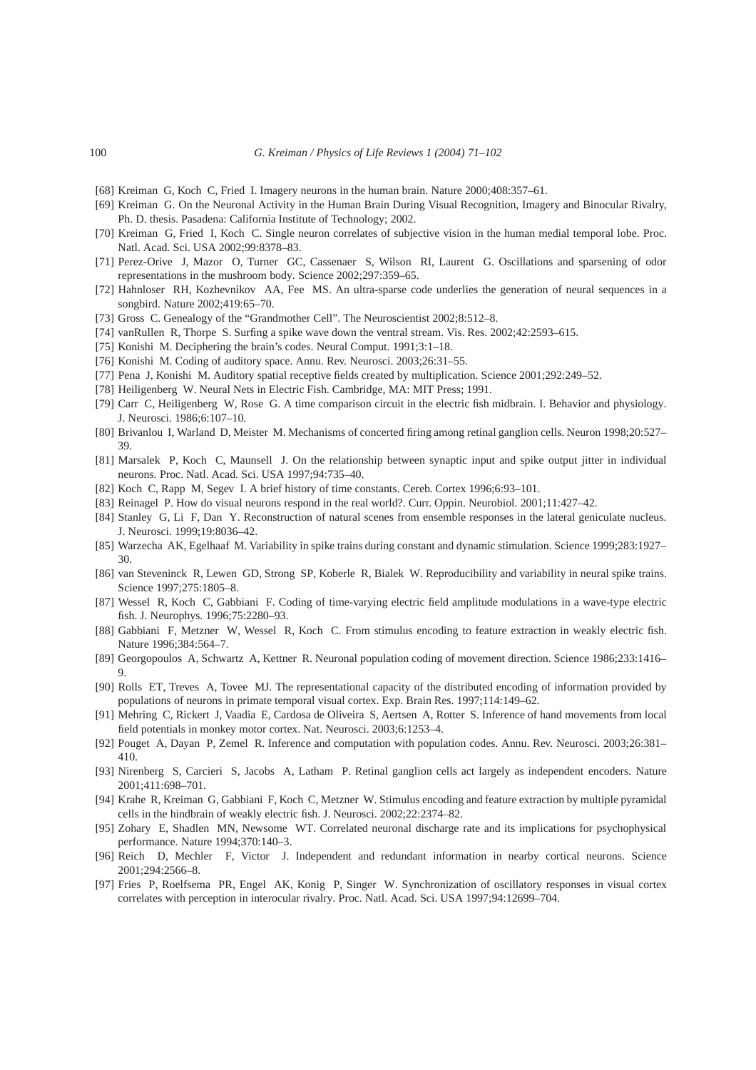[68] Kreiman G, Koch C, Fried I. Imagery neurons in the human brain. Nature 2000;408:357–61.

[69] Kreiman G. On the Neuronal Activity in the Human Brain During Visual Recognition, Imagery and Binocular Rivalry, Ph. D. thesis. Pasadena: California Institute of Technology; 2002.

[70] Kreiman G, Fried I, Koch C. Single neuron correlates of subjective vision in the human medial temporal lobe. Proc. Natl. Acad. Sci. USA 2002;99:8378–83.

[71] Perez-Orive J, Mazor O, Turner GC, Cassenaer S, Wilson RI, Laurent G. Oscillations and sparsening of odor representations in the mushroom body. Science 2002;297:359–65.

[72] Hahnloser RH, Kozhevnikov AA, Fee MS. An ultra-sparse code underlies the generation of neural sequences in a songbird. Nature 2002;419:65–70.

[73] Gross C. Genealogy of the "Grandmother Cell". The Neuroscientist 2002;8:512–8.

[74] vanRullen R, Thorpe S. Surfing a spike wave down the ventral stream. Vis. Res. 2002;42:2593–615.

[75] Konishi M. Deciphering the brain's codes. Neural Comput. 1991;3:1–18.

[76] Konishi M. Coding of auditory space. Annu. Rev. Neurosci. 2003;26:31–55.

[77] Pena J, Konishi M. Auditory spatial receptive fields created by multiplication. Science 2001;292:249–52.

[78] Heiligenberg W. Neural Nets in Electric Fish. Cambridge, MA: MIT Press; 1991.

[79] Carr C, Heiligenberg W, Rose G. A time comparison circuit in the electric fish midbrain. I. Behavior and physiology. J. Neurosci. 1986;6:107–10.

[80] Brivanlou I, Warland D, Meister M. Mechanisms of concerted firing among retinal ganglion cells. Neuron 1998;20:527–39.

[81] Marsalek P, Koch C, Maunsell J. On the relationship between synaptic input and spike output jitter in individual neurons. Proc. Natl. Acad. Sci. USA 1997;94:735–40.

[82] Koch C, Rapp M, Segev I. A brief history of time constants. Cereb. Cortex 1996;6:93–101.

[83] Reinagel P. How do visual neurons respond in the real world?. Curr. Oppin. Neurobiol. 2001;11:427–42.

[84] Stanley G, Li F, Dan Y. Reconstruction of natural scenes from ensemble responses in the lateral geniculate nucleus. J. Neurosci. 1999;19:8036–42.

[85] Warzecha AK, Egelhaaf M. Variability in spike trains during constant and dynamic stimulation. Science 1999;283:1927–30.

[86] van Steveninck R, Lewen GD, Strong SP, Koberle R, Bialek W. Reproducibility and variability in neural spike trains. Science 1997;275:1805–8.

[87] Wessel R, Koch C, Gabbiani F. Coding of time-varying electric field amplitude modulations in a wave-type electric fish. J. Neurophys. 1996;75:2280–93.

[88] Gabbiani F, Metzner W, Wessel R, Koch C. From stimulus encoding to feature extraction in weakly electric fish. Nature 1996;384:564–7.

[89] Georgopoulos A, Schwartz A, Kettner R. Neuronal population coding of movement direction. Science 1986;233:1416–9.

[90] Rolls ET, Treves A, Tovee MJ. The representational capacity of the distributed encoding of information provided by populations of neurons in primate temporal visual cortex. Exp. Brain Res. 1997;114:149–62.

[91] Mehring C, Rickert J, Vaadia E, Cardosa de Oliveira S, Aertsen A, Rotter S. Inference of hand movements from local field potentials in monkey motor cortex. Nat. Neurosci. 2003;6:1253–4.

[92] Pouget A, Dayan P, Zemel R. Inference and computation with population codes. Annu. Rev. Neurosci. 2003;26:381–410.

[93] Nirenberg S, Carcieri S, Jacobs A, Latham P. Retinal ganglion cells act largely as independent encoders. Nature 2001;411:698–701.

[94] Krahe R, Kreiman G, Gabbiani F, Koch C, Metzner W. Stimulus encoding and feature extraction by multiple pyramidal cells in the hindbrain of weakly electric fish. J. Neurosci. 2002;22:2374–82.

[95] Zohary E, Shadlen MN, Newsome WT. Correlated neuronal discharge rate and its implications for psychophysical performance. Nature 1994;370:140–3.

[96] Reich D, Mechler F, Victor J. Independent and redundant information in nearby cortical neurons. Science 2001;294:2566–8.

[97] Fries P, Roelfsema PR, Engel AK, Konig P, Singer W. Synchronization of oscillatory responses in visual cortex correlates with perception in interocular rivalry. Proc. Natl. Acad. Sci. USA 1997;94:12699–704.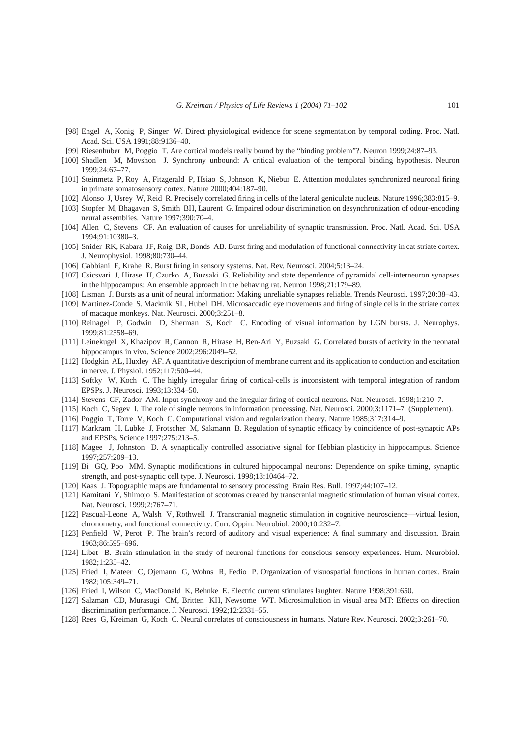[98] Engel A, Konig P, Singer W. Direct physiological evidence for scene segmentation by temporal coding. Proc. Natl. Acad. Sci. USA 1991;88:9136–40.

[99] Riesenhuber M, Poggio T. Are cortical models really bound by the "binding problem"?. Neuron 1999;24:87–93.

[100] Shadlen M, Movshon J. Synchrony unbound: A critical evaluation of the temporal binding hypothesis. Neuron 1999;24:67–77.

[101] Steinmetz P, Roy A, Fitzgerald P, Hsiao S, Johnson K, Niebur E. Attention modulates synchronized neuronal firing in primate somatosensory cortex. Nature 2000;404:187–90.

[102] Alonso J, Usrey W, Reid R. Precisely correlated firing in cells of the lateral geniculate nucleus. Nature 1996;383:815–9.

[103] Stopfer M, Bhagavan S, Smith BH, Laurent G. Impaired odour discrimination on desynchronization of odour-encoding neural assemblies. Nature 1997;390:70–4.

[104] Allen C, Stevens CF. An evaluation of causes for unreliability of synaptic transmission. Proc. Natl. Acad. Sci. USA 1994;91:10380–3.

[105] Snider RK, Kabara JF, Roig BR, Bonds AB. Burst firing and modulation of functional connectivity in cat striate cortex. J. Neurophysiol. 1998;80:730–44.

[106] Gabbiani F, Krahe R. Burst firing in sensory systems. Nat. Rev. Neurosci. 2004;5:13–24.

[107] Csicsvari J, Hirase H, Czurko A, Buzsaki G. Reliability and state dependence of pyramidal cell-interneuron synapses in the hippocampus: An ensemble approach in the behaving rat. Neuron 1998;21:179–89.

[108] Lisman J. Bursts as a unit of neural information: Making unreliable synapses reliable. Trends Neurosci. 1997;20:38–43.

[109] Martinez-Conde S, Macknik SL, Hubel DH. Microsaccadic eye movements and firing of single cells in the striate cortex of macaque monkeys. Nat. Neurosci. 2000;3:251–8.

[110] Reinagel P, Godwin D, Sherman S, Koch C. Encoding of visual information by LGN bursts. J. Neurophys. 1999;81:2558–69.

[111] Leinekugel X, Khazipov R, Cannon R, Hirase H, Ben-Ari Y, Buzsaki G. Correlated bursts of activity in the neonatal hippocampus in vivo. Science 2002;296:2049–52.

[112] Hodgkin AL, Huxley AF. A quantitative description of membrane current and its application to conduction and excitation in nerve. J. Physiol. 1952;117:500–44.

[113] Softky W, Koch C. The highly irregular firing of cortical-cells is inconsistent with temporal integration of random EPSPs. J. Neurosci. 1993;13:334–50.

[114] Stevens CF, Zador AM. Input synchrony and the irregular firing of cortical neurons. Nat. Neurosci. 1998;1:210–7.

[115] Koch C, Segev I. The role of single neurons in information processing. Nat. Neurosci. 2000;3:1171–7. (Supplement).

[116] Poggio T, Torre V, Koch C. Computational vision and regularization theory. Nature 1985;317:314–9.

[117] Markram H, Lubke J, Frotscher M, Sakmann B. Regulation of synaptic efficacy by coincidence of post-synaptic APs and EPSPs. Science 1997;275:213–5.

[118] Magee J, Johnston D. A synaptically controlled associative signal for Hebbian plasticity in hippocampus. Science 1997;257:209–13.

[119] Bi GQ, Poo MM. Synaptic modifications in cultured hippocampal neurons: Dependence on spike timing, synaptic strength, and post-synaptic cell type. J. Neurosci. 1998;18:10464–72.

[120] Kaas J. Topographic maps are fundamental to sensory processing. Brain Res. Bull. 1997;44:107–12.

[121] Kamitani Y, Shimojo S. Manifestation of scotomas created by transcranial magnetic stimulation of human visual cortex. Nat. Neurosci. 1999;2:767–71.

[122] Pascual-Leone A, Walsh V, Rothwell J. Transcranial magnetic stimulation in cognitive neuroscience—virtual lesion, chronometry, and functional connectivity. Curr. Oppin. Neurobiol. 2000;10:232–7.

[123] Penfield W, Perot P. The brain's record of auditory and visual experience: A final summary and discussion. Brain 1963;86:595–696.

[124] Libet B. Brain stimulation in the study of neuronal functions for conscious sensory experiences. Hum. Neurobiol. 1982;1:235–42.

[125] Fried I, Mateer C, Ojemann G, Wohns R, Fedio P. Organization of visuospatial functions in human cortex. Brain 1982;105:349–71.

[126] Fried I, Wilson C, MacDonald K, Behnke E. Electric current stimulates laughter. Nature 1998;391:650.

[127] Salzman CD, Murasugi CM, Britten KH, Newsome WT. Microsimulation in visual area MT: Effects on direction discrimination performance. J. Neurosci. 1992;12:2331–55.

[128] Rees G, Kreiman G, Koch C. Neural correlates of consciousness in humans. Nature Rev. Neurosci. 2002;3:261–70.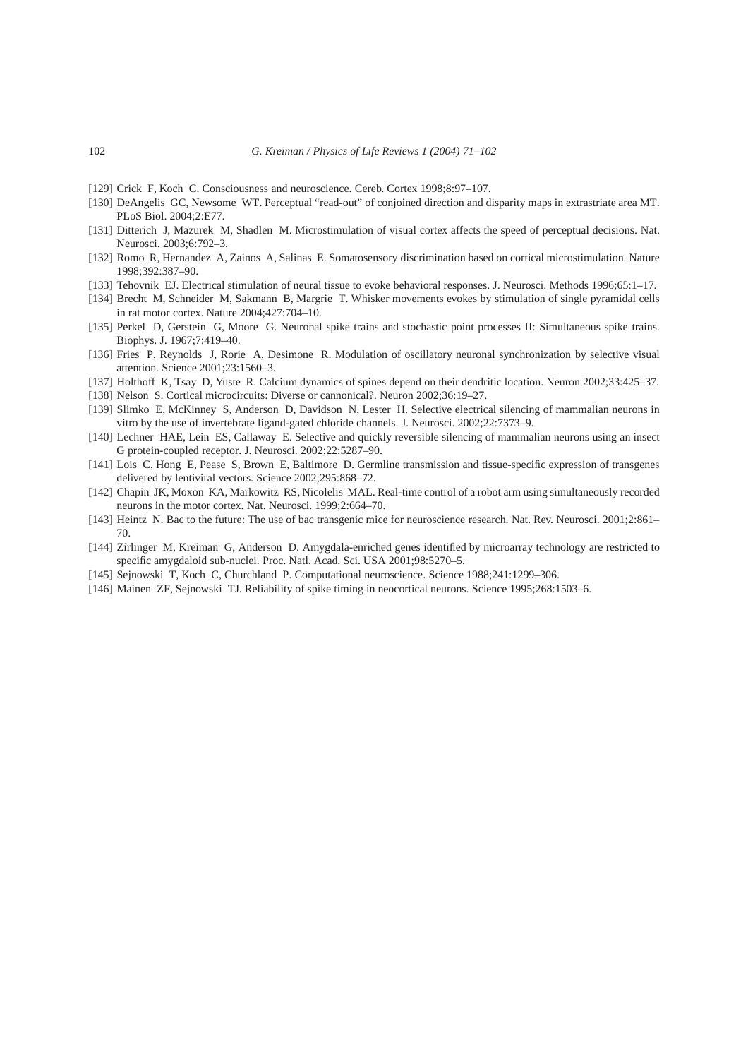[129] Crick F, Koch C. Consciousness and neuroscience. Cereb. Cortex 1998;8:97–107.

[130] DeAngelis GC, Newsome WT. Perceptual “read-out” of conjoined direction and disparity maps in extrastriate area MT. PLoS Biol. 2004;2:E77.

[131] Ditterich J, Mazurek M, Shadlen M. Microstimulation of visual cortex affects the speed of perceptual decisions. Nat. Neurosci. 2003;6:792–3.

[132] Romo R, Hernandez A, Zainos A, Salinas E. Somatosensory discrimination based on cortical microstimulation. Nature 1998;392:387–90.

[133] Tehovnik EJ. Electrical stimulation of neural tissue to evoke behavioral responses. J. Neurosci. Methods 1996;65:1–17.

[134] Brecht M, Schneider M, Sakmann B, Margrie T. Whisker movements evokes by stimulation of single pyramidal cells in rat motor cortex. Nature 2004;427:704–10.

[135] Perkel D, Gerstein G, Moore G. Neuronal spike trains and stochastic point processes II: Simultaneous spike trains. Biophys. J. 1967;7:419–40.

[136] Fries P, Reynolds J, Rorie A, Desimone R. Modulation of oscillatory neuronal synchronization by selective visual attention. Science 2001;23:1560–3.

[137] Holthoff K, Tsay D, Yuste R. Calcium dynamics of spines depend on their dendritic location. Neuron 2002;33:425–37.

[138] Nelson S. Cortical microcircuits: Diverse or cannonical?. Neuron 2002;36:19–27.

[139] Slimko E, McKinney S, Anderson D, Davidson N, Lester H. Selective electrical silencing of mammalian neurons in vitro by the use of invertebrate ligand-gated chloride channels. J. Neurosci. 2002;22:7373–9.

[140] Lechner HAE, Lein ES, Callaway E. Selective and quickly reversible silencing of mammalian neurons using an insect G protein-coupled receptor. J. Neurosci. 2002;22:5287–90.

[141] Lois C, Hong E, Pease S, Brown E, Baltimore D. Germline transmission and tissue-specific expression of transgenes delivered by lentiviral vectors. Science 2002;295:868–72.

[142] Chapin JK, Moxon KA, Markowitz RS, Nicolelis MAL. Real-time control of a robot arm using simultaneously recorded neurons in the motor cortex. Nat. Neurosci. 1999;2:664–70.

[143] Heintz N. Bac to the future: The use of bac transgenic mice for neuroscience research. Nat. Rev. Neurosci. 2001;2:861–70.

[144] Zirlinger M, Kreiman G, Anderson D. Amygdala-enriched genes identified by microarray technology are restricted to specific amygdaloid sub-nuclei. Proc. Natl. Acad. Sci. USA 2001;98:5270–5.

[145] Sejnowski T, Koch C, Churchland P. Computational neuroscience. Science 1988;241:1299–306.

[146] Mainen ZF, Sejnowski TJ. Reliability of spike timing in neocortical neurons. Science 1995;268:1503–6.